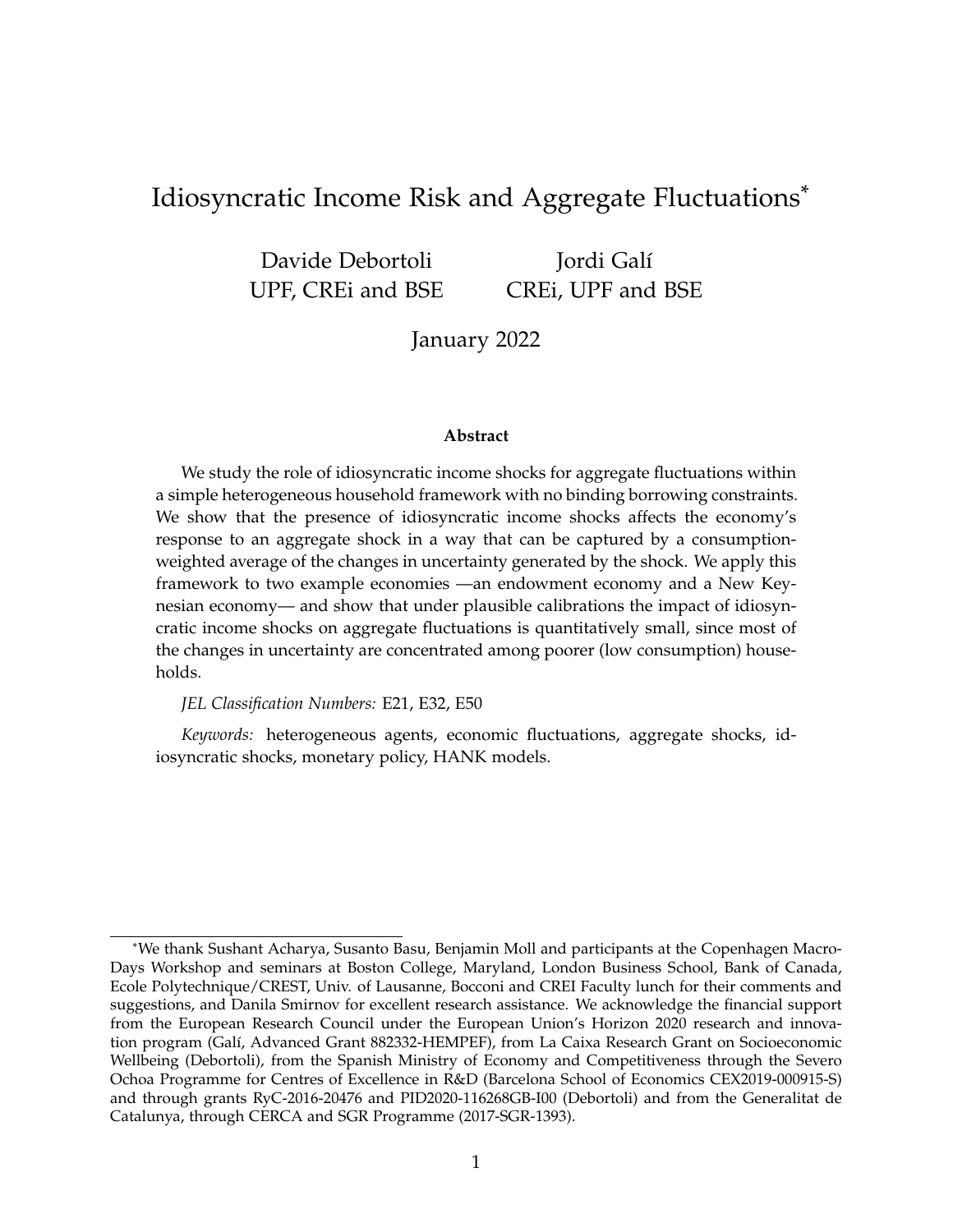# Idiosyncratic Income Risk and Aggregate Fluctuations*

Davide Debortoli
UPF, CREi and BSE

Jordi Galí
CREi, UPF and BSE

January 2022

### Abstract

We study the role of idiosyncratic income shocks for aggregate fluctuations within a simple heterogeneous household framework with no binding borrowing constraints. We show that the presence of idiosyncratic income shocks affects the economy's response to an aggregate shock in a way that can be captured by a consumption-weighted average of the changes in uncertainty generated by the shock. We apply this framework to two example economies —an endowment economy and a New Keynesian economy— and show that under plausible calibrations the impact of idiosyncratic income shocks on aggregate fluctuations is quantitatively small, since most of the changes in uncertainty are concentrated among poorer (low consumption) households.

*JEL Classification Numbers:* E21, E32, E50

*Keywords:* heterogeneous agents, economic fluctuations, aggregate shocks, idiosyncratic shocks, monetary policy, HANK models.

---

*We thank Sushant Acharya, Susanto Basu, Benjamin Moll and participants at the Copenhagen Macro-Days Workshop and seminars at Boston College, Maryland, London Business School, Bank of Canada, Ecole Polytechnique/CREST, Univ. of Lausanne, Bocconi and CREI Faculty lunch for their comments and suggestions, and Danila Smirnov for excellent research assistance. We acknowledge the financial support from the European Research Council under the European Union's Horizon 2020 research and innovation program (Galí, Advanced Grant 882332-HEMPEF), from La Caixa Research Grant on Socioeconomic Wellbeing (Debortoli), from the Spanish Ministry of Economy and Competitiveness through the Severo Ochoa Programme for Centres of Excellence in R&D (Barcelona School of Economics CEX2019-000915-S) and through grants RyC-2016-20476 and PID2020-116268GB-I00 (Debortoli) and from the Generalitat de Catalunya, through CERCA and SGR Programme (2017-SGR-1393).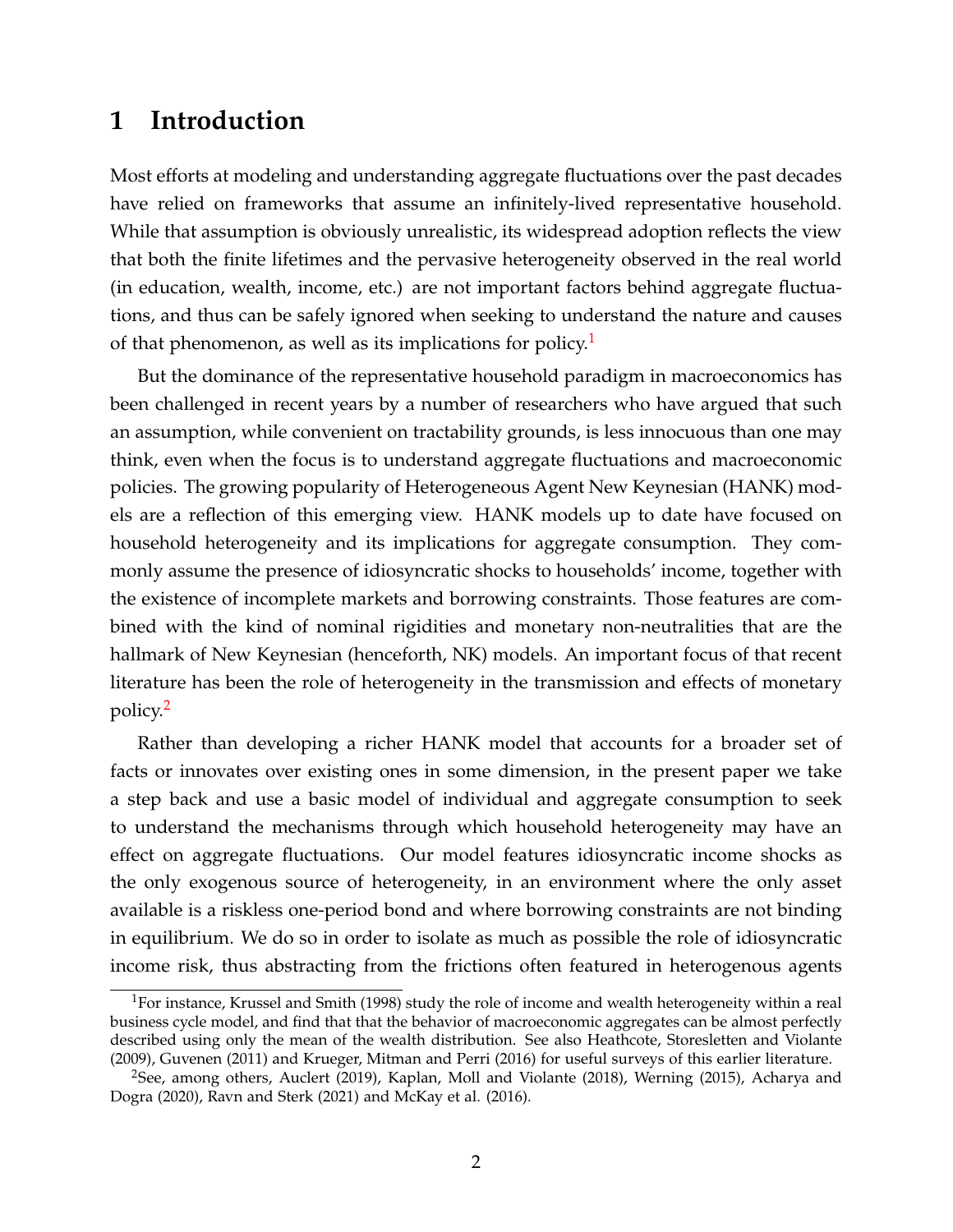# 1 Introduction

Most efforts at modeling and understanding aggregate fluctuations over the past decades have relied on frameworks that assume an infinitely-lived representative household. While that assumption is obviously unrealistic, its widespread adoption reflects the view that both the finite lifetimes and the pervasive heterogeneity observed in the real world (in education, wealth, income, etc.) are not important factors behind aggregate fluctuations, and thus can be safely ignored when seeking to understand the nature and causes of that phenomenon, as well as its implications for policy.[1]

But the dominance of the representative household paradigm in macroeconomics has been challenged in recent years by a number of researchers who have argued that such an assumption, while convenient on tractability grounds, is less innocuous than one may think, even when the focus is to understand aggregate fluctuations and macroeconomic policies. The growing popularity of Heterogeneous Agent New Keynesian (HANK) models are a reflection of this emerging view. HANK models up to date have focused on household heterogeneity and its implications for aggregate consumption. They commonly assume the presence of idiosyncratic shocks to households' income, together with the existence of incomplete markets and borrowing constraints. Those features are combined with the kind of nominal rigidities and monetary non-neutralities that are the hallmark of New Keynesian (henceforth, NK) models. An important focus of that recent literature has been the role of heterogeneity in the transmission and effects of monetary policy.[2]

Rather than developing a richer HANK model that accounts for a broader set of facts or innovates over existing ones in some dimension, in the present paper we take a step back and use a basic model of individual and aggregate consumption to seek to understand the mechanisms through which household heterogeneity may have an effect on aggregate fluctuations. Our model features idiosyncratic income shocks as the only exogenous source of heterogeneity, in an environment where the only asset available is a riskless one-period bond and where borrowing constraints are not binding in equilibrium. We do so in order to isolate as much as possible the role of idiosyncratic income risk, thus abstracting from the frictions often featured in heterogenous agents

[1]For instance, Krussel and Smith (1998) study the role of income and wealth heterogeneity within a real business cycle model, and find that that the behavior of macroeconomic aggregates can be almost perfectly described using only the mean of the wealth distribution. See also Heathcote, Storesletten and Violante (2009), Guvenen (2011) and Krueger, Mitman and Perri (2016) for useful surveys of this earlier literature.

[2]See, among others, Auclert (2019), Kaplan, Moll and Violante (2018), Werning (2015), Acharya and Dogra (2020), Ravn and Sterk (2021) and McKay et al. (2016).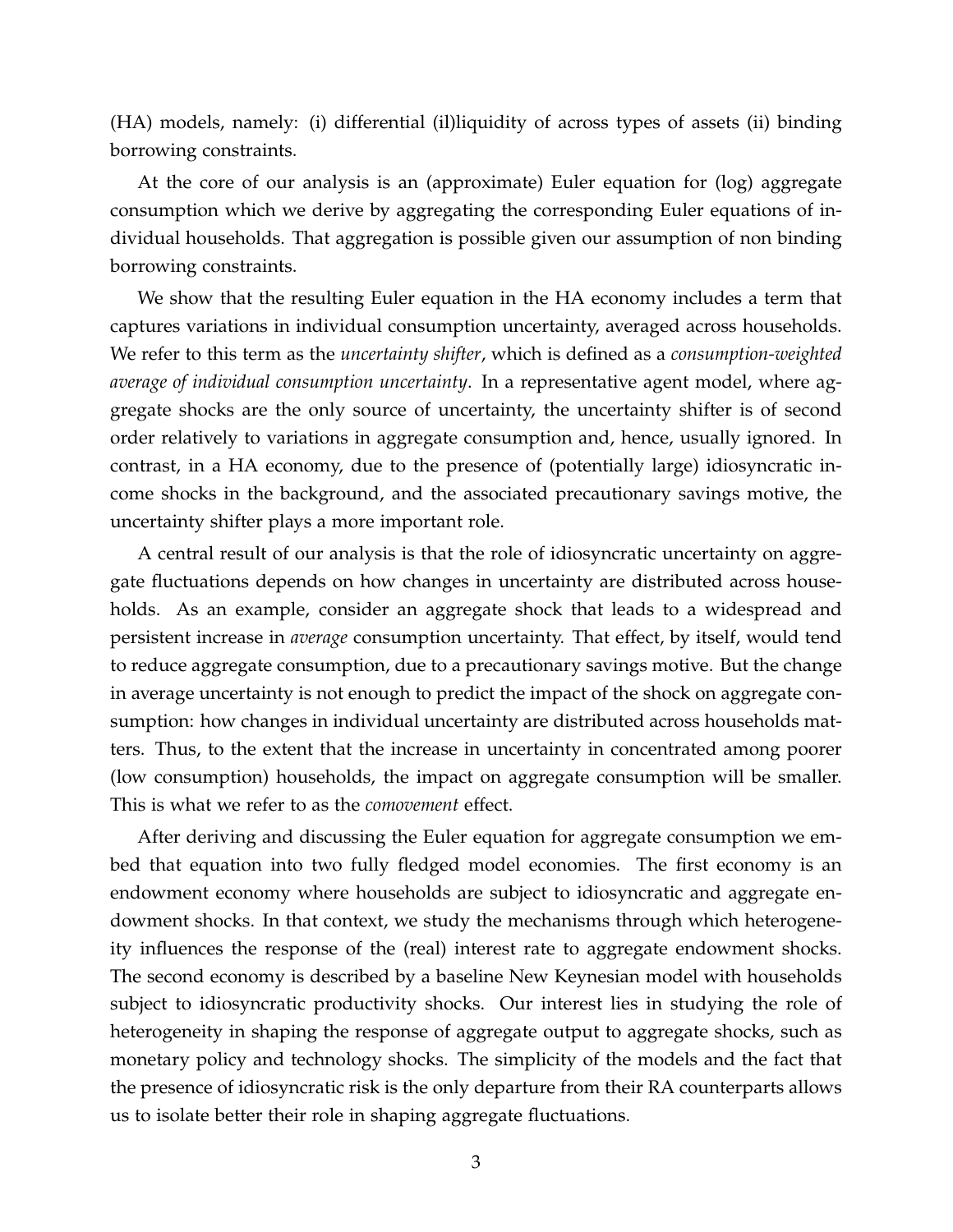(HA) models, namely: (i) differential (il)liquidity of across types of assets (ii) binding borrowing constraints.

At the core of our analysis is an (approximate) Euler equation for (log) aggregate consumption which we derive by aggregating the corresponding Euler equations of individual households. That aggregation is possible given our assumption of non binding borrowing constraints.

We show that the resulting Euler equation in the HA economy includes a term that captures variations in individual consumption uncertainty, averaged across households. We refer to this term as the *uncertainty shifter*, which is defined as a *consumption-weighted average of individual consumption uncertainty*. In a representative agent model, where aggregate shocks are the only source of uncertainty, the uncertainty shifter is of second order relatively to variations in aggregate consumption and, hence, usually ignored. In contrast, in a HA economy, due to the presence of (potentially large) idiosyncratic income shocks in the background, and the associated precautionary savings motive, the uncertainty shifter plays a more important role.

A central result of our analysis is that the role of idiosyncratic uncertainty on aggregate fluctuations depends on how changes in uncertainty are distributed across households. As an example, consider an aggregate shock that leads to a widespread and persistent increase in *average* consumption uncertainty. That effect, by itself, would tend to reduce aggregate consumption, due to a precautionary savings motive. But the change in average uncertainty is not enough to predict the impact of the shock on aggregate consumption: how changes in individual uncertainty are distributed across households matters. Thus, to the extent that the increase in uncertainty in concentrated among poorer (low consumption) households, the impact on aggregate consumption will be smaller. This is what we refer to as the *comovement* effect.

After deriving and discussing the Euler equation for aggregate consumption we embed that equation into two fully fledged model economies. The first economy is an endowment economy where households are subject to idiosyncratic and aggregate endowment shocks. In that context, we study the mechanisms through which heterogeneity influences the response of the (real) interest rate to aggregate endowment shocks. The second economy is described by a baseline New Keynesian model with households subject to idiosyncratic productivity shocks. Our interest lies in studying the role of heterogeneity in shaping the response of aggregate output to aggregate shocks, such as monetary policy and technology shocks. The simplicity of the models and the fact that the presence of idiosyncratic risk is the only departure from their RA counterparts allows us to isolate better their role in shaping aggregate fluctuations.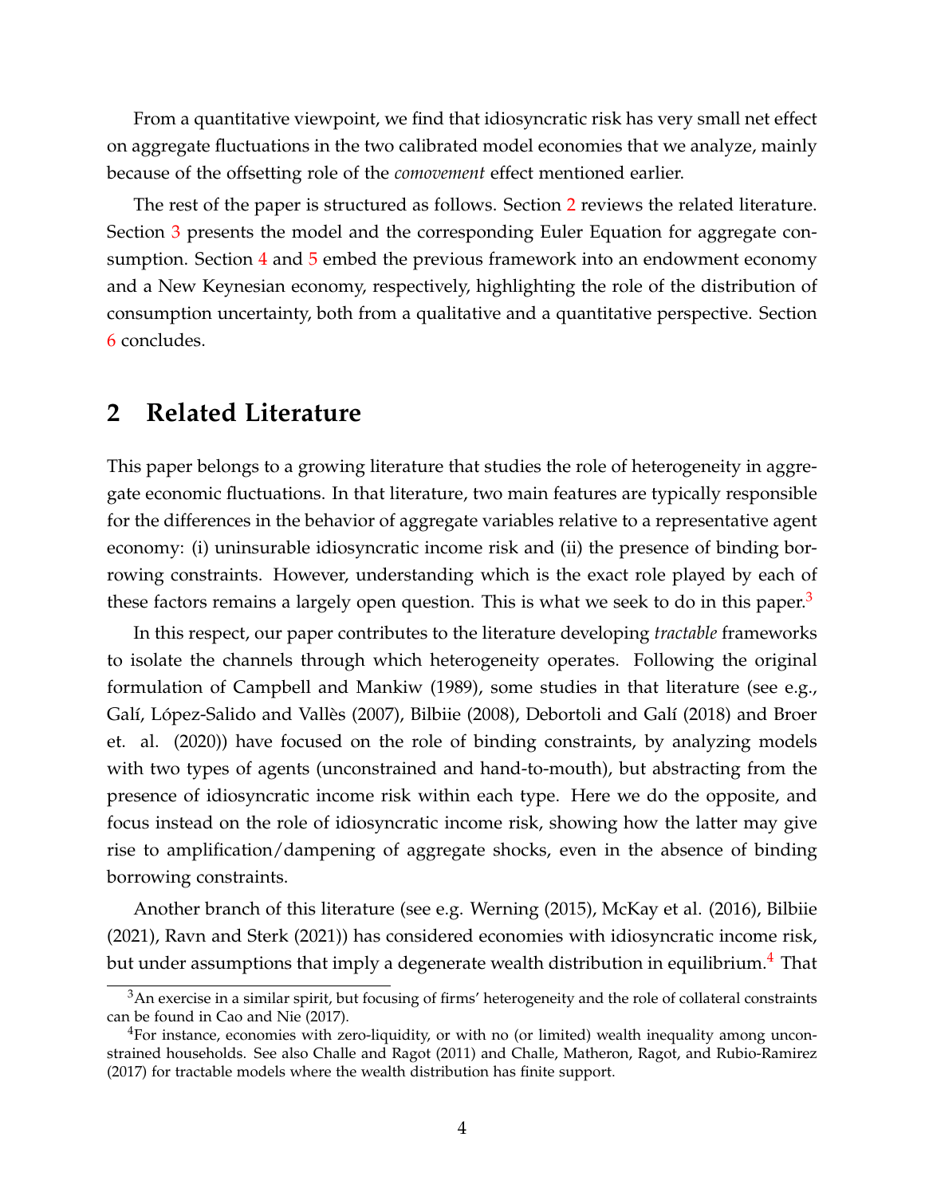From a quantitative viewpoint, we find that idiosyncratic risk has very small net effect on aggregate fluctuations in the two calibrated model economies that we analyze, mainly because of the offsetting role of the *comovement* effect mentioned earlier.

The rest of the paper is structured as follows. Section 2 reviews the related literature. Section 3 presents the model and the corresponding Euler Equation for aggregate consumption. Section 4 and 5 embed the previous framework into an endowment economy and a New Keynesian economy, respectively, highlighting the role of the distribution of consumption uncertainty, both from a qualitative and a quantitative perspective. Section 6 concludes.

## 2 Related Literature

This paper belongs to a growing literature that studies the role of heterogeneity in aggregate economic fluctuations. In that literature, two main features are typically responsible for the differences in the behavior of aggregate variables relative to a representative agent economy: (i) uninsurable idiosyncratic income risk and (ii) the presence of binding borrowing constraints. However, understanding which is the exact role played by each of these factors remains a largely open question. This is what we seek to do in this paper.[3]

In this respect, our paper contributes to the literature developing *tractable* frameworks to isolate the channels through which heterogeneity operates. Following the original formulation of Campbell and Mankiw (1989), some studies in that literature (see e.g., Galí, López-Salido and Vallès (2007), Bilbiie (2008), Debortoli and Galí (2018) and Broer et. al. (2020)) have focused on the role of binding constraints, by analyzing models with two types of agents (unconstrained and hand-to-mouth), but abstracting from the presence of idiosyncratic income risk within each type. Here we do the opposite, and focus instead on the role of idiosyncratic income risk, showing how the latter may give rise to amplification/dampening of aggregate shocks, even in the absence of binding borrowing constraints.

Another branch of this literature (see e.g. Werning (2015), McKay et al. (2016), Bilbiie (2021), Ravn and Sterk (2021)) has considered economies with idiosyncratic income risk, but under assumptions that imply a degenerate wealth distribution in equilibrium.[4] That

[3] An exercise in a similar spirit, but focusing of firms' heterogeneity and the role of collateral constraints can be found in Cao and Nie (2017).

[4] For instance, economies with zero-liquidity, or with no (or limited) wealth inequality among unconstrained households. See also Challe and Ragot (2011) and Challe, Matheron, Ragot, and Rubio-Ramirez (2017) for tractable models where the wealth distribution has finite support.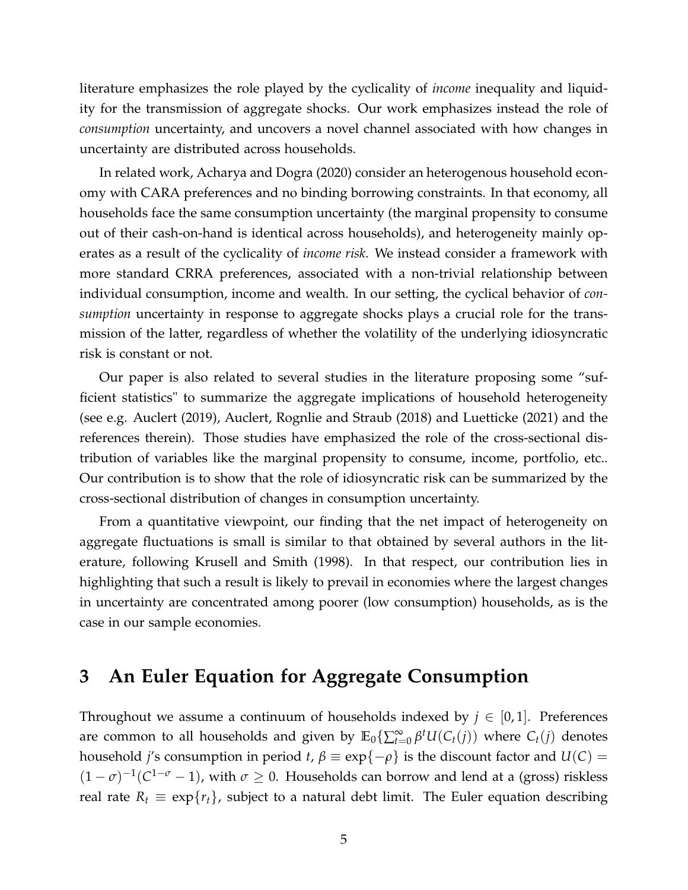literature emphasizes the role played by the cyclicality of *income* inequality and liquidity for the transmission of aggregate shocks. Our work emphasizes instead the role of *consumption* uncertainty, and uncovers a novel channel associated with how changes in uncertainty are distributed across households.

In related work, Acharya and Dogra (2020) consider an heterogenous household economy with CARA preferences and no binding borrowing constraints. In that economy, all households face the same consumption uncertainty (the marginal propensity to consume out of their cash-on-hand is identical across households), and heterogeneity mainly operates as a result of the cyclicality of *income risk*. We instead consider a framework with more standard CRRA preferences, associated with a non-trivial relationship between individual consumption, income and wealth. In our setting, the cyclical behavior of *consumption* uncertainty in response to aggregate shocks plays a crucial role for the transmission of the latter, regardless of whether the volatility of the underlying idiosyncratic risk is constant or not.

Our paper is also related to several studies in the literature proposing some "sufficient statistics" to summarize the aggregate implications of household heterogeneity (see e.g. Auclert (2019), Auclert, Rognlie and Straub (2018) and Luetticke (2021) and the references therein). Those studies have emphasized the role of the cross-sectional distribution of variables like the marginal propensity to consume, income, portfolio, etc.. Our contribution is to show that the role of idiosyncratic risk can be summarized by the cross-sectional distribution of changes in consumption uncertainty.

From a quantitative viewpoint, our finding that the net impact of heterogeneity on aggregate fluctuations is small is similar to that obtained by several authors in the literature, following Krusell and Smith (1998). In that respect, our contribution lies in highlighting that such a result is likely to prevail in economies where the largest changes in uncertainty are concentrated among poorer (low consumption) households, as is the case in our sample economies.

# 3 An Euler Equation for Aggregate Consumption

Throughout we assume a continuum of households indexed by $j \in [0,1]$. Preferences are common to all households and given by $\mathbb{E}_0\{\sum_{t=0}^{\infty}\beta^t U(C_t(j))$ where $C_t(j)$ denotes household $j$'s consumption in period $t$, $\beta \equiv \exp\{-\rho\}$ is the discount factor and $U(C) = (1-\sigma)^{-1}(C^{1-\sigma}-1)$, with $\sigma \geq 0$. Households can borrow and lend at a (gross) riskless real rate $R_t \equiv \exp\{r_t\}$, subject to a natural debt limit. The Euler equation describing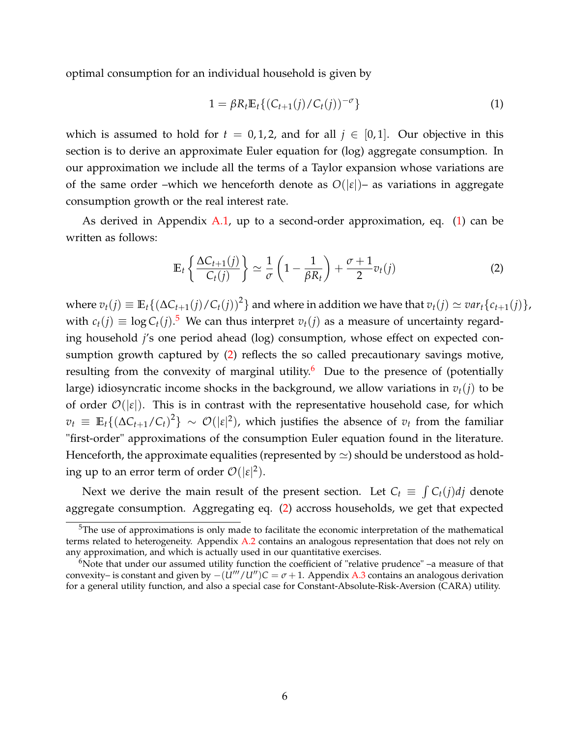optimal consumption for an individual household is given by

$$1 = \beta R_t \mathbb{E}_t\{(C_{t+1}(j)/C_t(j))^{-\sigma}\} \tag{1}$$

which is assumed to hold for $t = 0, 1, 2,$ and for all $j \in [0, 1]$. Our objective in this section is to derive an approximate Euler equation for (log) aggregate consumption. In our approximation we include all the terms of a Taylor expansion whose variations are of the same order –which we henceforth denote as $O(|\varepsilon|)$– as variations in aggregate consumption growth or the real interest rate.

As derived in Appendix A.1, up to a second-order approximation, eq. (1) can be written as follows:

$$\mathbb{E}_t\left\{\frac{\Delta C_{t+1}(j)}{C_t(j)}\right\} \simeq \frac{1}{\sigma}\left(1 - \frac{1}{\beta R_t}\right) + \frac{\sigma+1}{2} v_t(j) \tag{2}$$

where $v_t(j) \equiv \mathbb{E}_t\{(\Delta C_{t+1}(j)/C_t(j))^2\}$ and where in addition we have that $v_t(j) \simeq var_t\{c_{t+1}(j)\}$, with $c_t(j) \equiv \log C_t(j)$.[5] We can thus interpret $v_t(j)$ as a measure of uncertainty regarding household $j$'s one period ahead (log) consumption, whose effect on expected consumption growth captured by (2) reflects the so called precautionary savings motive, resulting from the convexity of marginal utility.[6] Due to the presence of (potentially large) idiosyncratic income shocks in the background, we allow variations in $v_t(j)$ to be of order $\mathcal{O}(|\varepsilon|)$. This is in contrast with the representative household case, for which $v_t \equiv \mathbb{E}_t\{(\Delta C_{t+1}/C_t)^2\} \sim \mathcal{O}(|\varepsilon|^2)$, which justifies the absence of $v_t$ from the familiar "first-order" approximations of the consumption Euler equation found in the literature. Henceforth, the approximate equalities (represented by $\simeq$) should be understood as holding up to an error term of order $\mathcal{O}(|\varepsilon|^2)$.

Next we derive the main result of the present section. Let $C_t \equiv \int C_t(j)dj$ denote aggregate consumption. Aggregating eq. (2) accross households, we get that expected

[5] The use of approximations is only made to facilitate the economic interpretation of the mathematical terms related to heterogeneity. Appendix A.2 contains an analogous representation that does not rely on any approximation, and which is actually used in our quantitative exercises.

[6] Note that under our assumed utility function the coefficient of "relative prudence" –a measure of that convexity– is constant and given by $-(U'''/U'')C = \sigma + 1$. Appendix A.3 contains an analogous derivation for a general utility function, and also a special case for Constant-Absolute-Risk-Aversion (CARA) utility.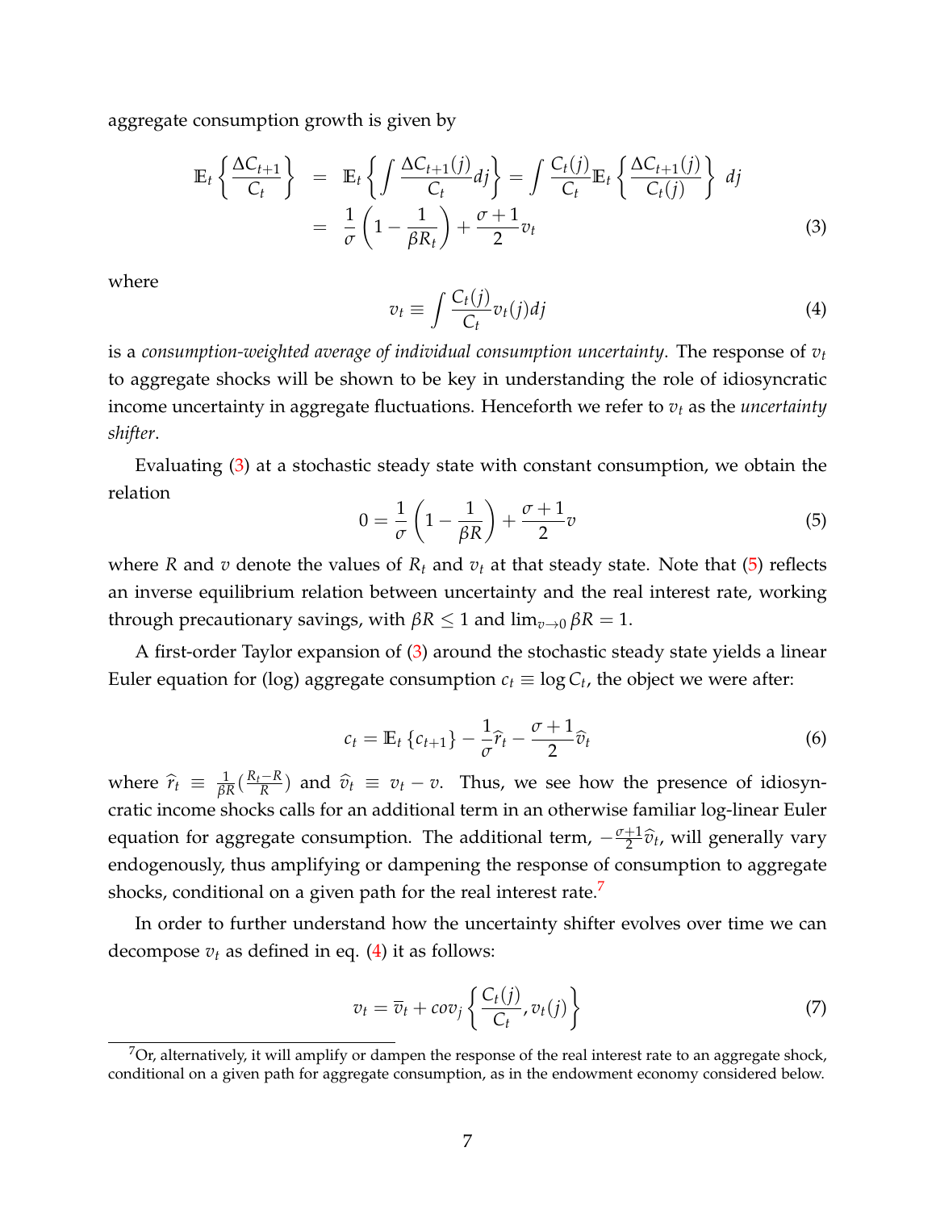aggregate consumption growth is given by

$$
\begin{aligned}
\mathbb{E}_t \left\{ \frac{\Delta C_{t+1}}{C_t} \right\} &= \mathbb{E}_t \left\{ \int \frac{\Delta C_{t+1}(j)}{C_t} dj \right\} = \int \frac{C_t(j)}{C_t} \mathbb{E}_t \left\{ \frac{\Delta C_{t+1}(j)}{C_t(j)} \right\} \, dj \\
&= \frac{1}{\sigma} \left( 1 - \frac{1}{\beta R_t} \right) + \frac{\sigma + 1}{2} v_t
\end{aligned} \tag{3}
$$

where

$$
v_t \equiv \int \frac{C_t(j)}{C_t} v_t(j) dj \tag{4}
$$

is a *consumption-weighted average of individual consumption uncertainty*. The response of $v_t$ to aggregate shocks will be shown to be key in understanding the role of idiosyncratic income uncertainty in aggregate fluctuations. Henceforth we refer to $v_t$ as the *uncertainty shifter*.

Evaluating (3) at a stochastic steady state with constant consumption, we obtain the relation

$$
0 = \frac{1}{\sigma} \left( 1 - \frac{1}{\beta R} \right) + \frac{\sigma + 1}{2} v \tag{5}
$$

where $R$ and $v$ denote the values of $R_t$ and $v_t$ at that steady state. Note that (5) reflects an inverse equilibrium relation between uncertainty and the real interest rate, working through precautionary savings, with $\beta R \leq 1$ and $\lim_{v \to 0} \beta R = 1$.

A first-order Taylor expansion of (3) around the stochastic steady state yields a linear Euler equation for (log) aggregate consumption $c_t \equiv \log C_t$, the object we were after:

$$
c_t = \mathbb{E}_t \{ c_{t+1} \} - \frac{1}{\sigma} \widehat{r}_t - \frac{\sigma + 1}{2} \widehat{v}_t \tag{6}
$$

where $\widehat{r}_t \equiv \frac{1}{\beta R} (\frac{R_t - R}{R})$ and $\widehat{v}_t \equiv v_t - v$. Thus, we see how the presence of idiosyncratic income shocks calls for an additional term in an otherwise familiar log-linear Euler equation for aggregate consumption. The additional term, $-\frac{\sigma+1}{2} \widehat{v}_t$, will generally vary endogenously, thus amplifying or dampening the response of consumption to aggregate shocks, conditional on a given path for the real interest rate.[7]

In order to further understand how the uncertainty shifter evolves over time we can decompose $v_t$ as defined in eq. (4) it as follows:

$$
v_t = \overline{v}_t + cov_j \left\{ \frac{C_t(j)}{C_t}, v_t(j) \right\} \tag{7}
$$

[7] Or, alternatively, it will amplify or dampen the response of the real interest rate to an aggregate shock, conditional on a given path for aggregate consumption, as in the endowment economy considered below.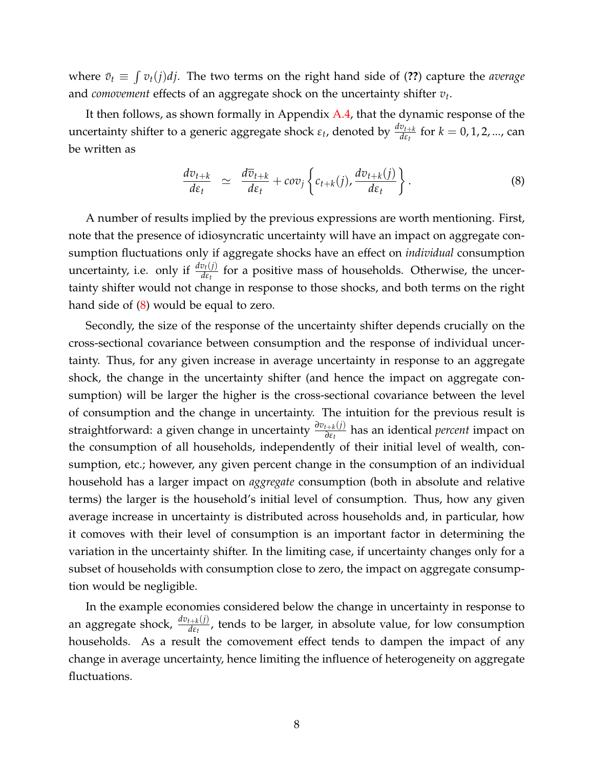where $\bar{v}_t \equiv \int v_t(j)dj$. The two terms on the right hand side of (**??**) capture the *average* and *comovement* effects of an aggregate shock on the uncertainty shifter $v_t$.

It then follows, as shown formally in Appendix A.4, that the dynamic response of the uncertainty shifter to a generic aggregate shock $\varepsilon_t$, denoted by $\frac{dv_{t+k}}{d\varepsilon_t}$ for $k = 0, 1, 2, ...$, can be written as

$$\frac{dv_{t+k}}{d\varepsilon_t} \simeq \frac{d\overline{v}_{t+k}}{d\varepsilon_t} + cov_j\left\{c_{t+k}(j), \frac{dv_{t+k}(j)}{d\varepsilon_t}\right\}. \tag{8}$$

A number of results implied by the previous expressions are worth mentioning. First, note that the presence of idiosyncratic uncertainty will have an impact on aggregate consumption fluctuations only if aggregate shocks have an effect on *individual* consumption uncertainty, i.e. only if $\frac{dv_t(j)}{d\varepsilon_t}$ for a positive mass of households. Otherwise, the uncertainty shifter would not change in response to those shocks, and both terms on the right hand side of (8) would be equal to zero.

Secondly, the size of the response of the uncertainty shifter depends crucially on the cross-sectional covariance between consumption and the response of individual uncertainty. Thus, for any given increase in average uncertainty in response to an aggregate shock, the change in the uncertainty shifter (and hence the impact on aggregate consumption) will be larger the higher is the cross-sectional covariance between the level of consumption and the change in uncertainty. The intuition for the previous result is straightforward: a given change in uncertainty $\frac{\partial v_{t+k}(j)}{\partial \varepsilon_t}$ has an identical *percent* impact on the consumption of all households, independently of their initial level of wealth, consumption, etc.; however, any given percent change in the consumption of an individual household has a larger impact on *aggregate* consumption (both in absolute and relative terms) the larger is the household's initial level of consumption. Thus, how any given average increase in uncertainty is distributed across households and, in particular, how it comoves with their level of consumption is an important factor in determining the variation in the uncertainty shifter. In the limiting case, if uncertainty changes only for a subset of households with consumption close to zero, the impact on aggregate consumption would be negligible.

In the example economies considered below the change in uncertainty in response to an aggregate shock, $\frac{dv_{t+k}(j)}{d\varepsilon_t}$, tends to be larger, in absolute value, for low consumption households. As a result the comovement effect tends to dampen the impact of any change in average uncertainty, hence limiting the influence of heterogeneity on aggregate fluctuations.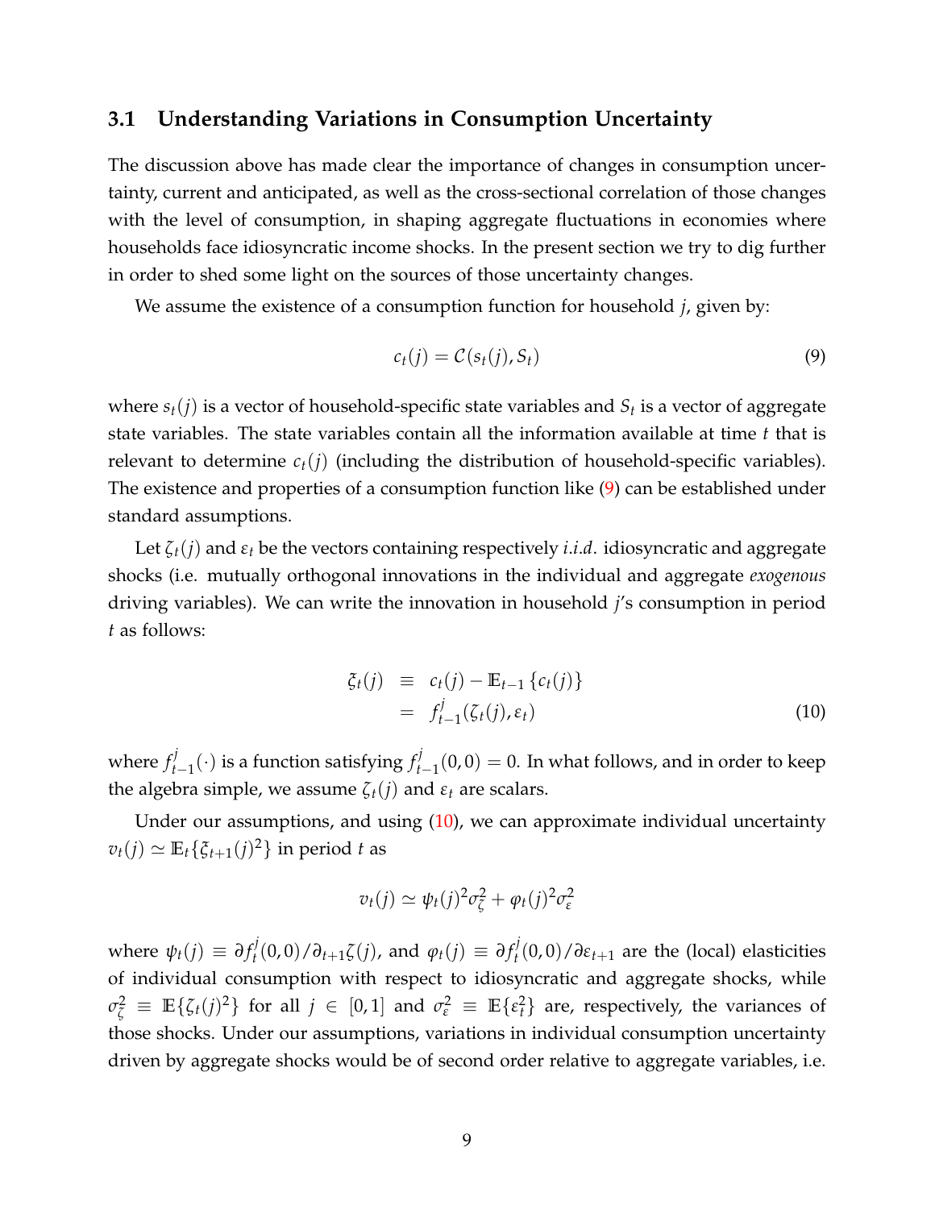### 3.1 Understanding Variations in Consumption Uncertainty

The discussion above has made clear the importance of changes in consumption uncertainty, current and anticipated, as well as the cross-sectional correlation of those changes with the level of consumption, in shaping aggregate fluctuations in economies where households face idiosyncratic income shocks. In the present section we try to dig further in order to shed some light on the sources of those uncertainty changes.

We assume the existence of a consumption function for household $j$, given by:

$$c_t(j) = \mathcal{C}(s_t(j), S_t) \tag{9}$$

where $s_t(j)$ is a vector of household-specific state variables and $S_t$ is a vector of aggregate state variables. The state variables contain all the information available at time $t$ that is relevant to determine $c_t(j)$ (including the distribution of household-specific variables). The existence and properties of a consumption function like (9) can be established under standard assumptions.

Let $\zeta_t(j)$ and $\varepsilon_t$ be the vectors containing respectively *i.i.d.* idiosyncratic and aggregate shocks (i.e. mutually orthogonal innovations in the individual and aggregate *exogenous* driving variables). We can write the innovation in household $j$'s consumption in period $t$ as follows:

$$\begin{aligned} \xi_t(j) &\equiv c_t(j) - \mathbb{E}_{t-1}\{c_t(j)\} \\ &= f^j_{t-1}(\zeta_t(j), \varepsilon_t) \end{aligned} \tag{10}$$

where $f^j_{t-1}(\cdot)$ is a function satisfying $f^j_{t-1}(0,0) = 0$. In what follows, and in order to keep the algebra simple, we assume $\zeta_t(j)$ and $\varepsilon_t$ are scalars.

Under our assumptions, and using (10), we can approximate individual uncertainty $v_t(j) \simeq \mathbb{E}_t\{\xi_{t+1}(j)^2\}$ in period $t$ as

$$v_t(j) \simeq \psi_t(j)^2 \sigma^2_\zeta + \varphi_t(j)^2 \sigma^2_\varepsilon$$

where $\psi_t(j) \equiv \partial f^j_t(0,0)/\partial_{t+1}\zeta(j)$, and $\varphi_t(j) \equiv \partial f^j_t(0,0)/\partial\varepsilon_{t+1}$ are the (local) elasticities of individual consumption with respect to idiosyncratic and aggregate shocks, while $\sigma^2_\zeta \equiv \mathbb{E}\{\zeta_t(j)^2\}$ for all $j \in [0,1]$ and $\sigma^2_\varepsilon \equiv \mathbb{E}\{\varepsilon^2_t\}$ are, respectively, the variances of those shocks. Under our assumptions, variations in individual consumption uncertainty driven by aggregate shocks would be of second order relative to aggregate variables, i.e.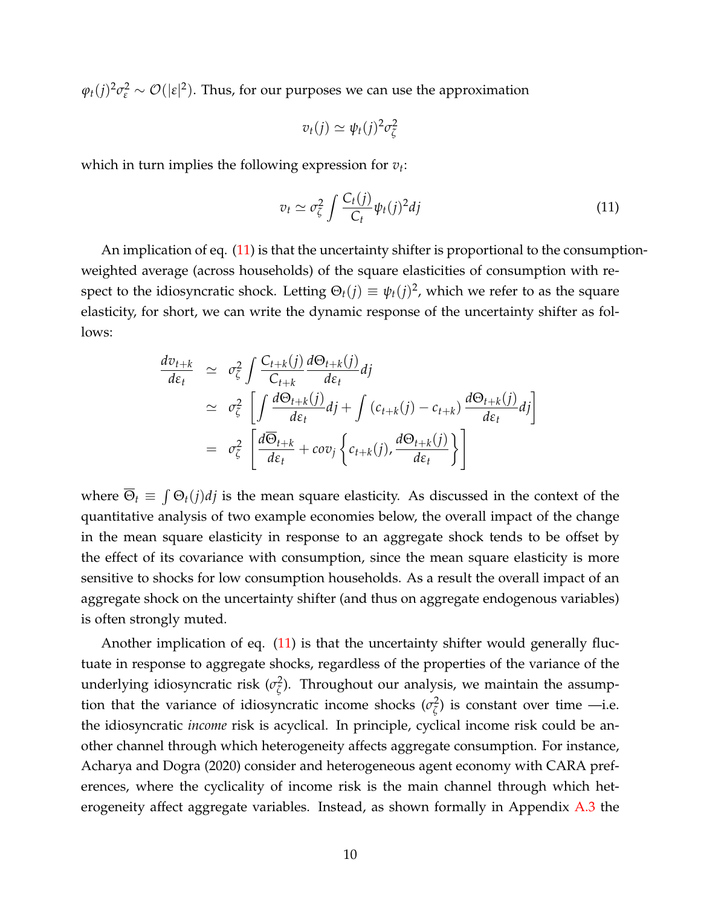$\varphi_t(j)^2\sigma_\varepsilon^2 \sim \mathcal{O}(|\varepsilon|^2)$. Thus, for our purposes we can use the approximation

$$v_t(j) \simeq \psi_t(j)^2\sigma_\zeta^2$$

which in turn implies the following expression for $v_t$:

$$v_t \simeq \sigma_\zeta^2 \int \frac{C_t(j)}{C_t}\psi_t(j)^2 dj \tag{11}$$

An implication of eq. (11) is that the uncertainty shifter is proportional to the consumption-weighted average (across households) of the square elasticities of consumption with respect to the idiosyncratic shock. Letting $\Theta_t(j) \equiv \psi_t(j)^2$, which we refer to as the square elasticity, for short, we can write the dynamic response of the uncertainty shifter as follows:

$$\begin{aligned}
\frac{dv_{t+k}}{d\varepsilon_t} &\simeq \sigma_\zeta^2 \int \frac{C_{t+k}(j)}{C_{t+k}}\frac{d\Theta_{t+k}(j)}{d\varepsilon_t}dj \\
&\simeq \sigma_\zeta^2 \left[\int \frac{d\Theta_{t+k}(j)}{d\varepsilon_t}dj + \int (c_{t+k}(j) - c_{t+k})\frac{d\Theta_{t+k}(j)}{d\varepsilon_t}dj\right] \\
&= \sigma_\zeta^2 \left[\frac{d\overline{\Theta}_{t+k}}{d\varepsilon_t} + cov_j\left\{c_{t+k}(j), \frac{d\Theta_{t+k}(j)}{d\varepsilon_t}\right\}\right]
\end{aligned}$$

where $\overline{\Theta}_t \equiv \int \Theta_t(j)dj$ is the mean square elasticity. As discussed in the context of the quantitative analysis of two example economies below, the overall impact of the change in the mean square elasticity in response to an aggregate shock tends to be offset by the effect of its covariance with consumption, since the mean square elasticity is more sensitive to shocks for low consumption households. As a result the overall impact of an aggregate shock on the uncertainty shifter (and thus on aggregate endogenous variables) is often strongly muted.

Another implication of eq. (11) is that the uncertainty shifter would generally fluctuate in response to aggregate shocks, regardless of the properties of the variance of the underlying idiosyncratic risk ($\sigma_\zeta^2$). Throughout our analysis, we maintain the assumption that the variance of idiosyncratic income shocks ($\sigma_\zeta^2$) is constant over time —i.e. the idiosyncratic *income* risk is acyclical. In principle, cyclical income risk could be another channel through which heterogeneity affects aggregate consumption. For instance, Acharya and Dogra (2020) consider and heterogeneous agent economy with CARA preferences, where the cyclicality of income risk is the main channel through which heterogeneity affect aggregate variables. Instead, as shown formally in Appendix A.3 the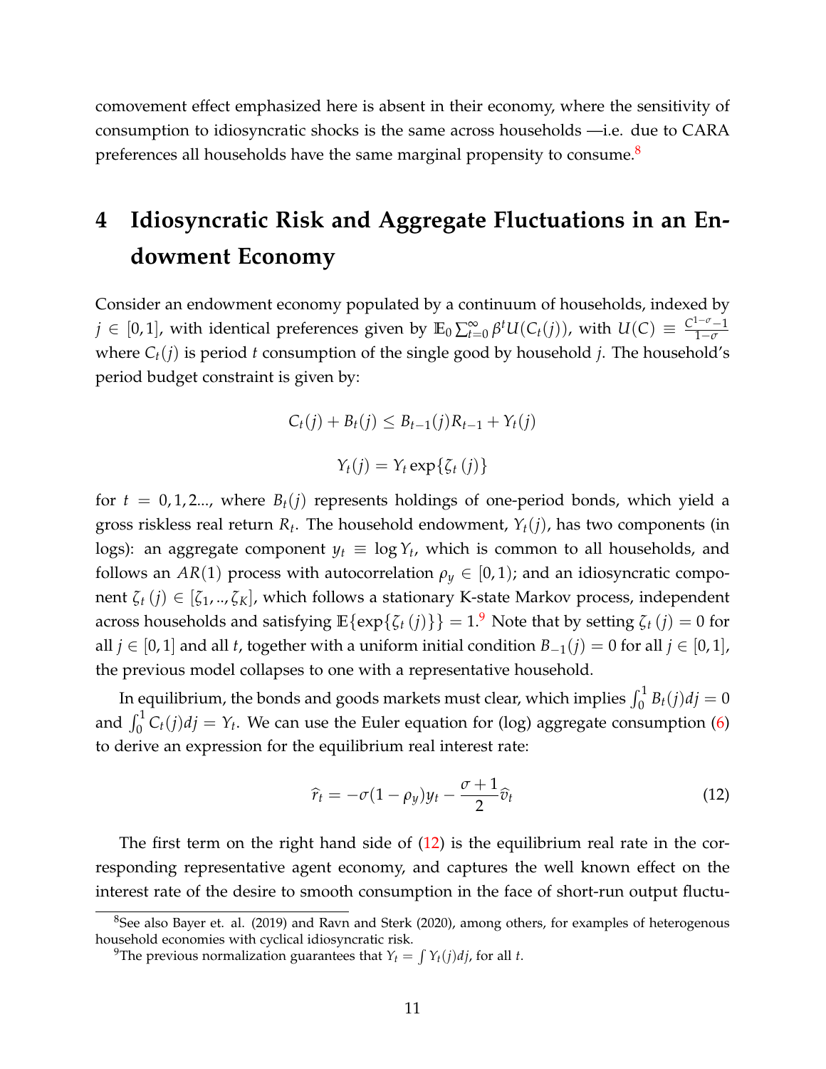comovement effect emphasized here is absent in their economy, where the sensitivity of consumption to idiosyncratic shocks is the same across households —i.e. due to CARA preferences all households have the same marginal propensity to consume.[8]

# 4 Idiosyncratic Risk and Aggregate Fluctuations in an Endowment Economy

Consider an endowment economy populated by a continuum of households, indexed by $j \in [0,1]$, with identical preferences given by $\mathbb{E}_0 \sum_{t=0}^{\infty} \beta^t U(C_t(j))$, with $U(C) \equiv \frac{C^{1-\sigma}-1}{1-\sigma}$ where $C_t(j)$ is period $t$ consumption of the single good by household $j$. The household's period budget constraint is given by:

$$C_t(j) + B_t(j) \leq B_{t-1}(j)R_{t-1} + Y_t(j)$$

$$Y_t(j) = Y_t \exp\{\zeta_t(j)\}$$

for $t = 0, 1, 2...$, where $B_t(j)$ represents holdings of one-period bonds, which yield a gross riskless real return $R_t$. The household endowment, $Y_t(j)$, has two components (in logs): an aggregate component $y_t \equiv \log Y_t$, which is common to all households, and follows an $AR(1)$ process with autocorrelation $\rho_y \in [0, 1)$; and an idiosyncratic component $\zeta_t(j) \in [\zeta_1, .., \zeta_K]$, which follows a stationary K-state Markov process, independent across households and satisfying $\mathbb{E}\{\exp\{\zeta_t(j)\}\} = 1$.[9] Note that by setting $\zeta_t(j) = 0$ for all $j \in [0,1]$ and all $t$, together with a uniform initial condition $B_{-1}(j) = 0$ for all $j \in [0,1]$, the previous model collapses to one with a representative household.

In equilibrium, the bonds and goods markets must clear, which implies $\int_0^1 B_t(j)dj = 0$ and $\int_0^1 C_t(j)dj = Y_t$. We can use the Euler equation for (log) aggregate consumption (6) to derive an expression for the equilibrium real interest rate:

$$\widehat{r}_t = -\sigma(1-\rho_y)y_t - \frac{\sigma+1}{2}\widehat{v}_t \tag{12}$$

The first term on the right hand side of (12) is the equilibrium real rate in the corresponding representative agent economy, and captures the well known effect on the interest rate of the desire to smooth consumption in the face of short-run output fluctu-

---

[8] See also Bayer et. al. (2019) and Ravn and Sterk (2020), among others, for examples of heterogenous household economies with cyclical idiosyncratic risk.

[9] The previous normalization guarantees that $Y_t = \int Y_t(j)dj$, for all $t$.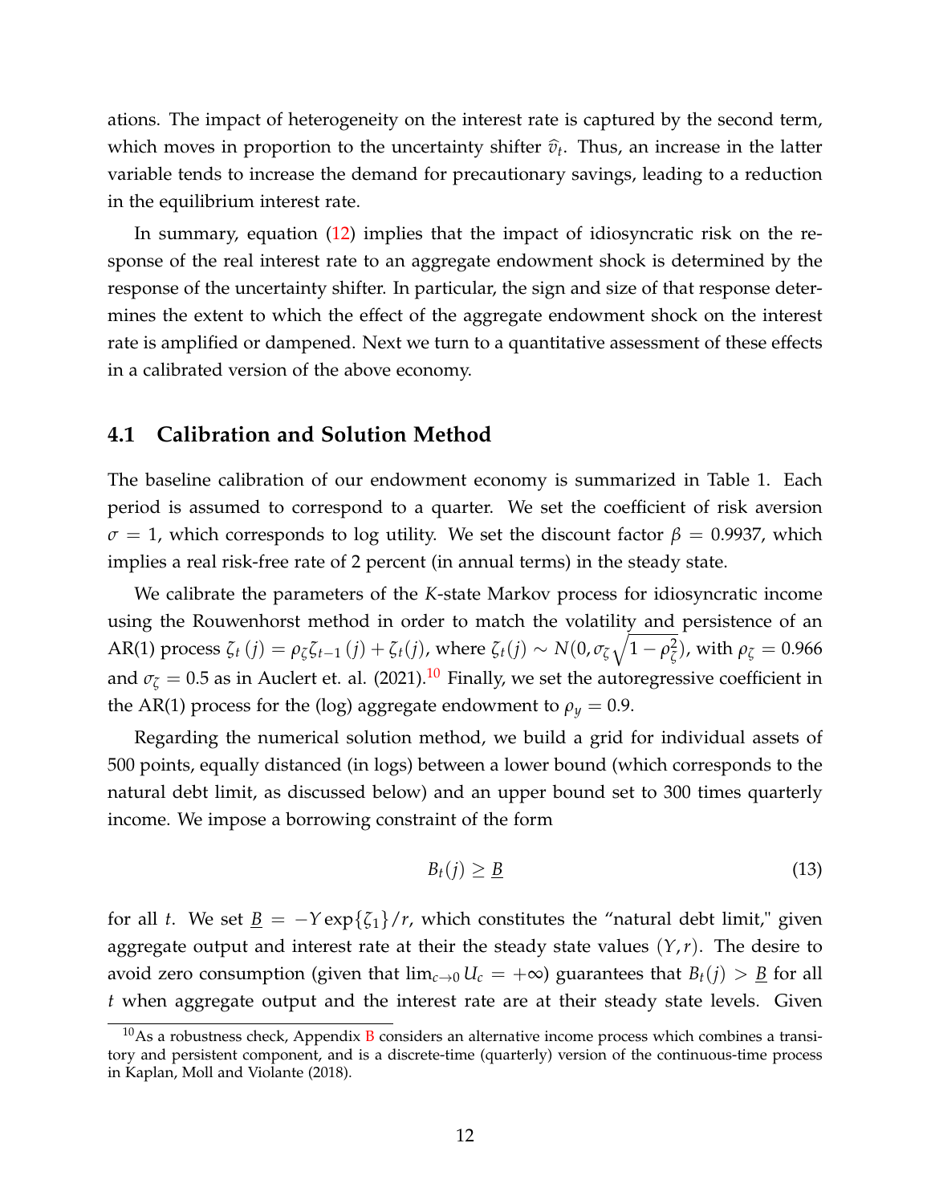ations. The impact of heterogeneity on the interest rate is captured by the second term, which moves in proportion to the uncertainty shifter $\widehat{v}_t$. Thus, an increase in the latter variable tends to increase the demand for precautionary savings, leading to a reduction in the equilibrium interest rate.

In summary, equation (12) implies that the impact of idiosyncratic risk on the response of the real interest rate to an aggregate endowment shock is determined by the response of the uncertainty shifter. In particular, the sign and size of that response determines the extent to which the effect of the aggregate endowment shock on the interest rate is amplified or dampened. Next we turn to a quantitative assessment of these effects in a calibrated version of the above economy.

## 4.1 Calibration and Solution Method

The baseline calibration of our endowment economy is summarized in Table 1. Each period is assumed to correspond to a quarter. We set the coefficient of risk aversion $\sigma = 1$, which corresponds to log utility. We set the discount factor $\beta = 0.9937$, which implies a real risk-free rate of 2 percent (in annual terms) in the steady state.

We calibrate the parameters of the $K$-state Markov process for idiosyncratic income using the Rouwenhorst method in order to match the volatility and persistence of an AR(1) process $\zeta_t(j) = \rho_\zeta \zeta_{t-1}(j) + \zeta_t(j)$, where $\zeta_t(j) \sim N(0, \sigma_\zeta \sqrt{1-\rho_\zeta^2})$, with $\rho_\zeta = 0.966$ and $\sigma_\zeta = 0.5$ as in Auclert et. al. (2021).[10] Finally, we set the autoregressive coefficient in the AR(1) process for the (log) aggregate endowment to $\rho_y = 0.9$.

Regarding the numerical solution method, we build a grid for individual assets of 500 points, equally distanced (in logs) between a lower bound (which corresponds to the natural debt limit, as discussed below) and an upper bound set to 300 times quarterly income. We impose a borrowing constraint of the form

$$B_t(j) \geq \underline{B} \tag{13}$$

for all $t$. We set $\underline{B} = -Y \exp\{\zeta_1\}/r$, which constitutes the "natural debt limit," given aggregate output and interest rate at their the steady state values $(Y, r)$. The desire to avoid zero consumption (given that $\lim_{c \to 0} U_c = +\infty$) guarantees that $B_t(j) > \underline{B}$ for all $t$ when aggregate output and the interest rate are at their steady state levels. Given

[10] As a robustness check, Appendix B considers an alternative income process which combines a transitory and persistent component, and is a discrete-time (quarterly) version of the continuous-time process in Kaplan, Moll and Violante (2018).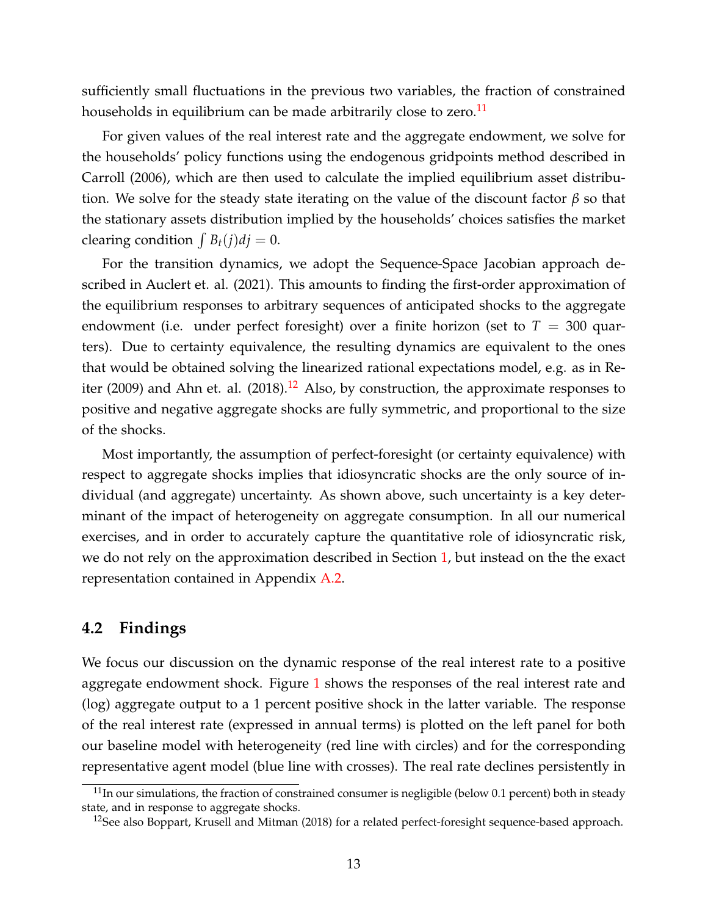sufficiently small fluctuations in the previous two variables, the fraction of constrained households in equilibrium can be made arbitrarily close to zero.[11]

For given values of the real interest rate and the aggregate endowment, we solve for the households' policy functions using the endogenous gridpoints method described in Carroll (2006), which are then used to calculate the implied equilibrium asset distribution. We solve for the steady state iterating on the value of the discount factor $\beta$ so that the stationary assets distribution implied by the households' choices satisfies the market clearing condition $\int B_t(j)dj = 0$.

For the transition dynamics, we adopt the Sequence-Space Jacobian approach described in Auclert et. al. (2021). This amounts to finding the first-order approximation of the equilibrium responses to arbitrary sequences of anticipated shocks to the aggregate endowment (i.e. under perfect foresight) over a finite horizon (set to $T = 300$ quarters). Due to certainty equivalence, the resulting dynamics are equivalent to the ones that would be obtained solving the linearized rational expectations model, e.g. as in Reiter (2009) and Ahn et. al. (2018).[12] Also, by construction, the approximate responses to positive and negative aggregate shocks are fully symmetric, and proportional to the size of the shocks.

Most importantly, the assumption of perfect-foresight (or certainty equivalence) with respect to aggregate shocks implies that idiosyncratic shocks are the only source of individual (and aggregate) uncertainty. As shown above, such uncertainty is a key determinant of the impact of heterogeneity on aggregate consumption. In all our numerical exercises, and in order to accurately capture the quantitative role of idiosyncratic risk, we do not rely on the approximation described in Section 1, but instead on the the exact representation contained in Appendix A.2.

## 4.2 Findings

We focus our discussion on the dynamic response of the real interest rate to a positive aggregate endowment shock. Figure 1 shows the responses of the real interest rate and (log) aggregate output to a 1 percent positive shock in the latter variable. The response of the real interest rate (expressed in annual terms) is plotted on the left panel for both our baseline model with heterogeneity (red line with circles) and for the corresponding representative agent model (blue line with crosses). The real rate declines persistently in

[11] In our simulations, the fraction of constrained consumer is negligible (below 0.1 percent) both in steady state, and in response to aggregate shocks.

[12] See also Boppart, Krusell and Mitman (2018) for a related perfect-foresight sequence-based approach.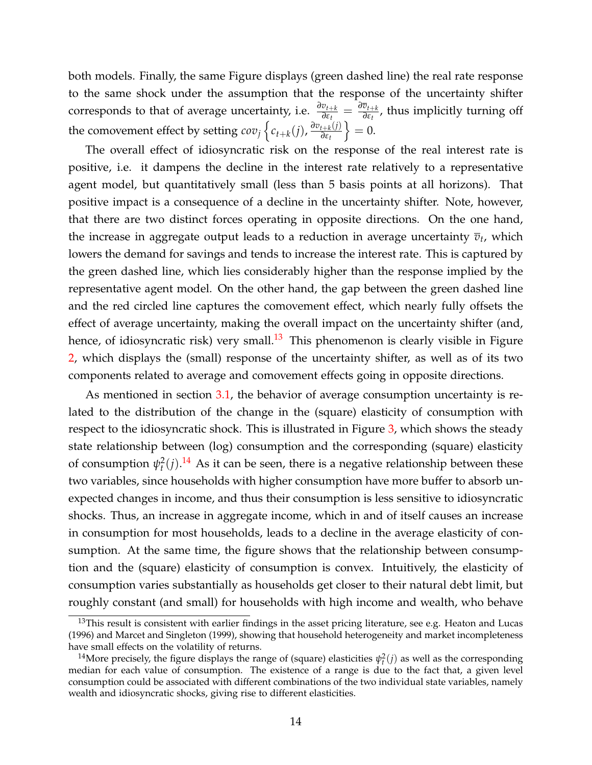both models. Finally, the same Figure displays (green dashed line) the real rate response to the same shock under the assumption that the response of the uncertainty shifter corresponds to that of average uncertainty, i.e. $\frac{\partial v_{t+k}}{\partial \varepsilon_t} = \frac{\partial \overline{v}_{t+k}}{\partial \varepsilon_t}$, thus implicitly turning off the comovement effect by setting $cov_j \left\{ c_{t+k}(j), \frac{\partial v_{t+k}(j)}{\partial \varepsilon_t} \right\} = 0$.

The overall effect of idiosyncratic risk on the response of the real interest rate is positive, i.e. it dampens the decline in the interest rate relatively to a representative agent model, but quantitatively small (less than 5 basis points at all horizons). That positive impact is a consequence of a decline in the uncertainty shifter. Note, however, that there are two distinct forces operating in opposite directions. On the one hand, the increase in aggregate output leads to a reduction in average uncertainty $\overline{v}_t$, which lowers the demand for savings and tends to increase the interest rate. This is captured by the green dashed line, which lies considerably higher than the response implied by the representative agent model. On the other hand, the gap between the green dashed line and the red circled line captures the comovement effect, which nearly fully offsets the effect of average uncertainty, making the overall impact on the uncertainty shifter (and, hence, of idiosyncratic risk) very small.[13] This phenomenon is clearly visible in Figure 2, which displays the (small) response of the uncertainty shifter, as well as of its two components related to average and comovement effects going in opposite directions.

As mentioned in section 3.1, the behavior of average consumption uncertainty is related to the distribution of the change in the (square) elasticity of consumption with respect to the idiosyncratic shock. This is illustrated in Figure 3, which shows the steady state relationship between (log) consumption and the corresponding (square) elasticity of consumption $\psi_t^2(j)$.[14] As it can be seen, there is a negative relationship between these two variables, since households with higher consumption have more buffer to absorb unexpected changes in income, and thus their consumption is less sensitive to idiosyncratic shocks. Thus, an increase in aggregate income, which in and of itself causes an increase in consumption for most households, leads to a decline in the average elasticity of consumption. At the same time, the figure shows that the relationship between consumption and the (square) elasticity of consumption is convex. Intuitively, the elasticity of consumption varies substantially as households get closer to their natural debt limit, but roughly constant (and small) for households with high income and wealth, who behave

[13] This result is consistent with earlier findings in the asset pricing literature, see e.g. Heaton and Lucas (1996) and Marcet and Singleton (1999), showing that household heterogeneity and market incompleteness have small effects on the volatility of returns.

[14] More precisely, the figure displays the range of (square) elasticities $\psi_t^2(j)$ as well as the corresponding median for each value of consumption. The existence of a range is due to the fact that, a given level consumption could be associated with different combinations of the two individual state variables, namely wealth and idiosyncratic shocks, giving rise to different elasticities.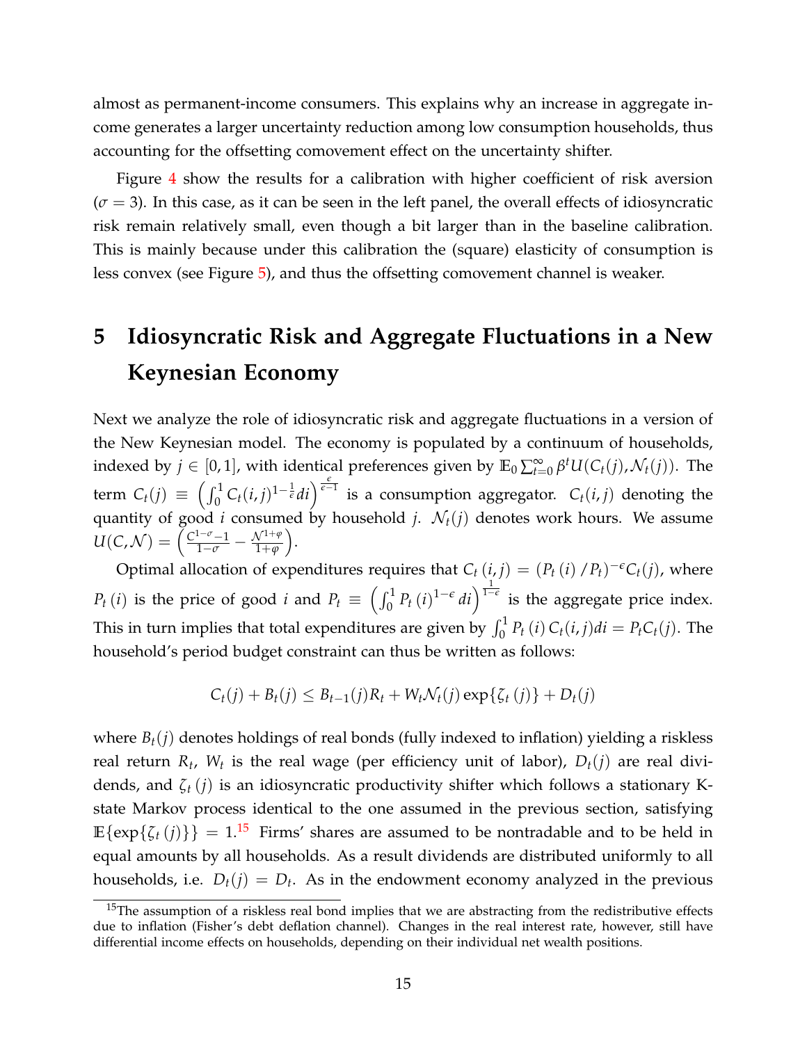almost as permanent-income consumers. This explains why an increase in aggregate income generates a larger uncertainty reduction among low consumption households, thus accounting for the offsetting comovement effect on the uncertainty shifter.

Figure 4 show the results for a calibration with higher coefficient of risk aversion ($\sigma = 3$). In this case, as it can be seen in the left panel, the overall effects of idiosyncratic risk remain relatively small, even though a bit larger than in the baseline calibration. This is mainly because under this calibration the (square) elasticity of consumption is less convex (see Figure 5), and thus the offsetting comovement channel is weaker.

# 5 Idiosyncratic Risk and Aggregate Fluctuations in a New Keynesian Economy

Next we analyze the role of idiosyncratic risk and aggregate fluctuations in a version of the New Keynesian model. The economy is populated by a continuum of households, indexed by $j \in [0,1]$, with identical preferences given by $\mathbb{E}_0 \sum_{t=0}^{\infty} \beta^t U(C_t(j), \mathcal{N}_t(j))$. The term $C_t(j) \equiv \left( \int_0^1 C_t(i,j)^{1-\frac{1}{\epsilon}} di \right)^{\frac{\epsilon}{\epsilon-1}}$ is a consumption aggregator. $C_t(i,j)$ denoting the quantity of good $i$ consumed by household $j$. $\mathcal{N}_t(j)$ denotes work hours. We assume $U(C, \mathcal{N}) = \left( \frac{C^{1-\sigma}-1}{1-\sigma} - \frac{\mathcal{N}^{1+\varphi}}{1+\varphi} \right)$.

Optimal allocation of expenditures requires that $C_t(i,j) = (P_t(i)/P_t)^{-\epsilon} C_t(j)$, where $P_t(i)$ is the price of good $i$ and $P_t \equiv \left( \int_0^1 P_t(i)^{1-\epsilon} di \right)^{\frac{1}{1-\epsilon}}$ is the aggregate price index. This in turn implies that total expenditures are given by $\int_0^1 P_t(i) C_t(i,j) di = P_t C_t(j)$. The household's period budget constraint can thus be written as follows:

$$C_t(j) + B_t(j) \leq B_{t-1}(j) R_t + W_t \mathcal{N}_t(j) \exp\{\zeta_t(j)\} + D_t(j)$$

where $B_t(j)$ denotes holdings of real bonds (fully indexed to inflation) yielding a riskless real return $R_t$, $W_t$ is the real wage (per efficiency unit of labor), $D_t(j)$ are real dividends, and $\zeta_t(j)$ is an idiosyncratic productivity shifter which follows a stationary K-state Markov process identical to the one assumed in the previous section, satisfying $\mathbb{E}\{\exp\{\zeta_t(j)\}\} = 1$.[15] Firms' shares are assumed to be nontradable and to be held in equal amounts by all households. As a result dividends are distributed uniformly to all households, i.e. $D_t(j) = D_t$. As in the endowment economy analyzed in the previous

[15] The assumption of a riskless real bond implies that we are abstracting from the redistributive effects due to inflation (Fisher's debt deflation channel). Changes in the real interest rate, however, still have differential income effects on households, depending on their individual net wealth positions.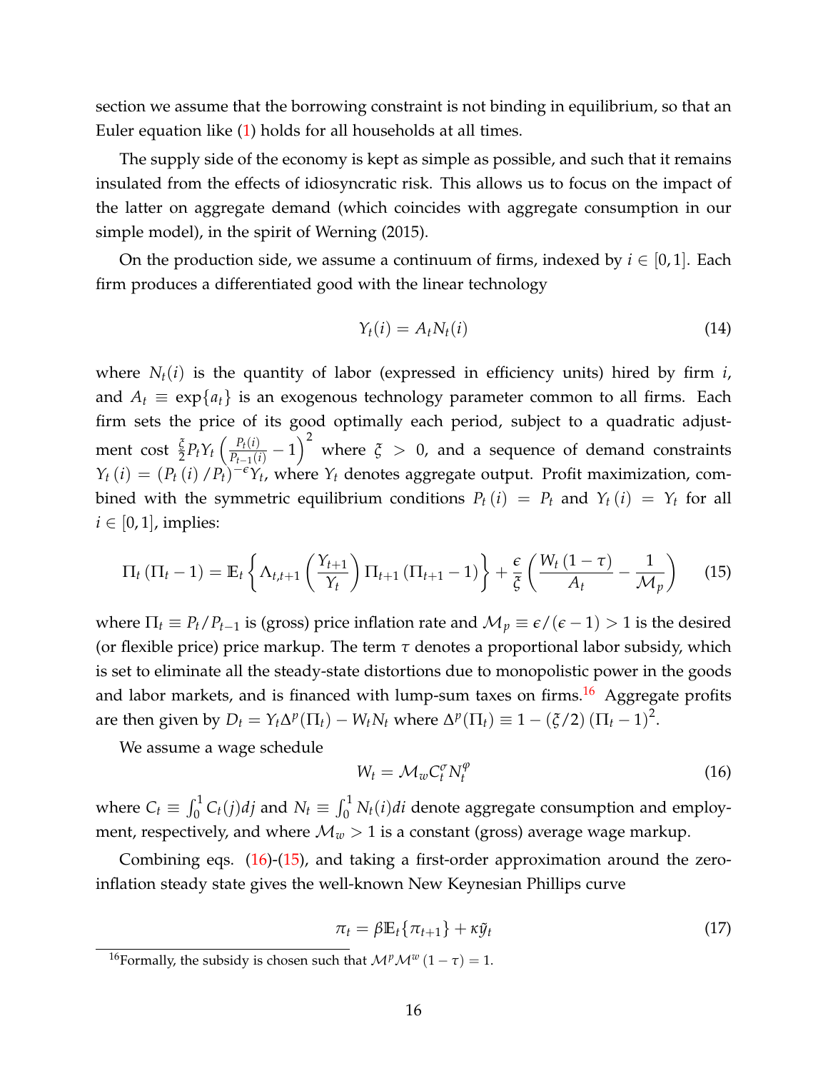section we assume that the borrowing constraint is not binding in equilibrium, so that an Euler equation like (1) holds for all households at all times.

The supply side of the economy is kept as simple as possible, and such that it remains insulated from the effects of idiosyncratic risk. This allows us to focus on the impact of the latter on aggregate demand (which coincides with aggregate consumption in our simple model), in the spirit of Werning (2015).

On the production side, we assume a continuum of firms, indexed by $i \in [0,1]$. Each firm produces a differentiated good with the linear technology

$$Y_t(i) = A_t N_t(i) \tag{14}$$

where $N_t(i)$ is the quantity of labor (expressed in efficiency units) hired by firm $i$, and $A_t \equiv \exp\{a_t\}$ is an exogenous technology parameter common to all firms. Each firm sets the price of its good optimally each period, subject to a quadratic adjustment cost $\frac{\xi}{2} P_t Y_t \left( \frac{P_t(i)}{P_{t-1}(i)} - 1 \right)^2$ where $\xi > 0$, and a sequence of demand constraints $Y_t(i) = \left( P_t(i) / P_t \right)^{-\epsilon} Y_t$, where $Y_t$ denotes aggregate output. Profit maximization, combined with the symmetric equilibrium conditions $P_t(i) = P_t$ and $Y_t(i) = Y_t$ for all $i \in [0,1]$, implies:

$$\Pi_t \left( \Pi_t - 1 \right) = \mathbb{E}_t \left\{ \Lambda_{t,t+1} \left( \frac{Y_{t+1}}{Y_t} \right) \Pi_{t+1} \left( \Pi_{t+1} - 1 \right) \right\} + \frac{\epsilon}{\xi} \left( \frac{W_t (1-\tau)}{A_t} - \frac{1}{\mathcal{M}_p} \right) \tag{15}$$

where $\Pi_t \equiv P_t / P_{t-1}$ is (gross) price inflation rate and $\mathcal{M}_p \equiv \epsilon / (\epsilon - 1) > 1$ is the desired (or flexible price) price markup. The term $\tau$ denotes a proportional labor subsidy, which is set to eliminate all the steady-state distortions due to monopolistic power in the goods and labor markets, and is financed with lump-sum taxes on firms.[16] Aggregate profits are then given by $D_t = Y_t \Delta^p(\Pi_t) - W_t N_t$ where $\Delta^p(\Pi_t) \equiv 1 - (\xi/2) \left( \Pi_t - 1 \right)^2$.

We assume a wage schedule

$$W_t = \mathcal{M}_w C_t^{\sigma} N_t^{\varphi} \tag{16}$$

where $C_t \equiv \int_0^1 C_t(j) dj$ and $N_t \equiv \int_0^1 N_t(i) di$ denote aggregate consumption and employment, respectively, and where $\mathcal{M}_w > 1$ is a constant (gross) average wage markup.

Combining eqs. (16)-(15), and taking a first-order approximation around the zero-inflation steady state gives the well-known New Keynesian Phillips curve

$$\pi_t = \beta \mathbb{E}_t \{ \pi_{t+1} \} + \kappa \tilde{y}_t \tag{17}$$

[16] Formally, the subsidy is chosen such that $\mathcal{M}^p \mathcal{M}^w (1-\tau) = 1$.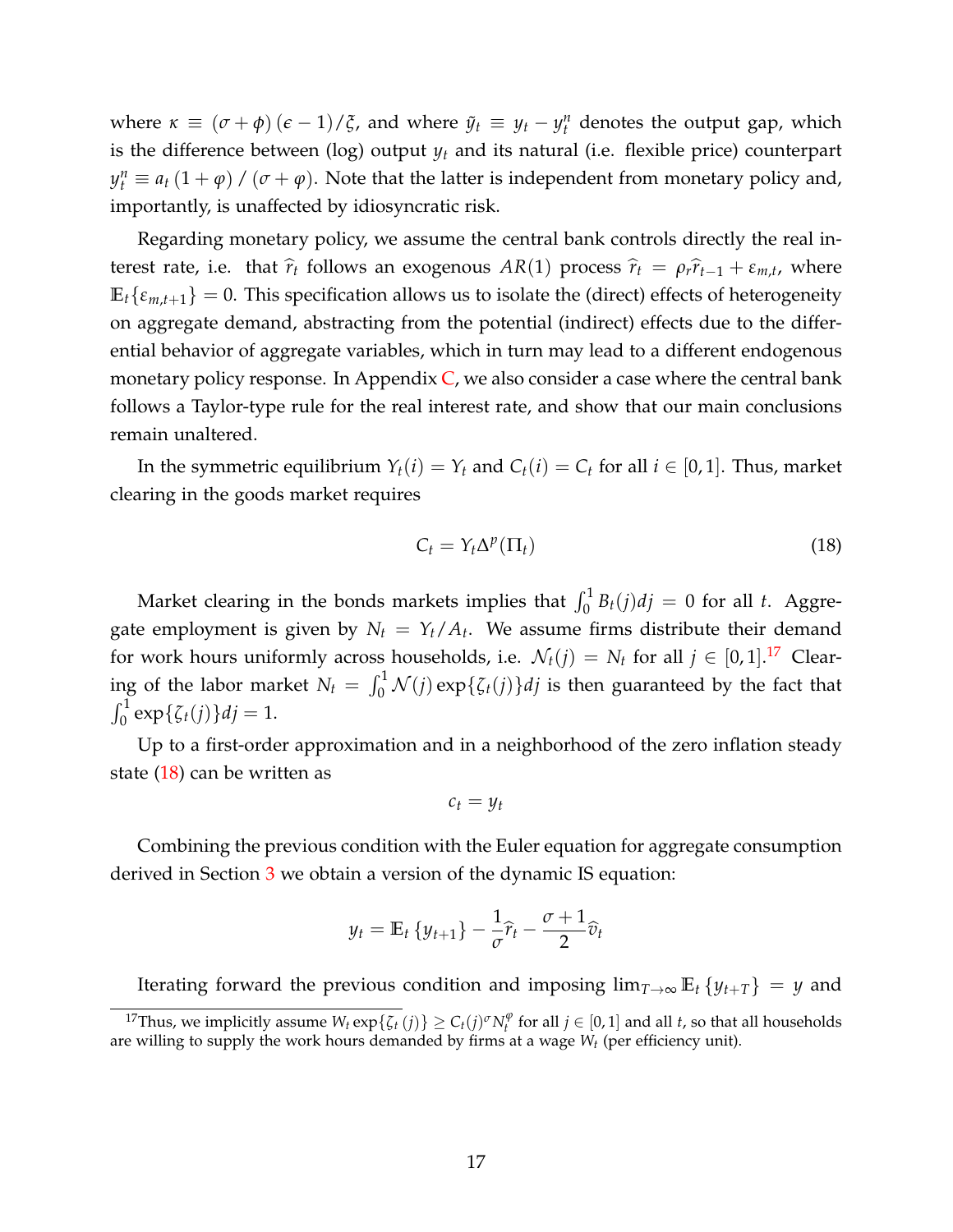where $\kappa \equiv (\sigma + \phi)(\epsilon - 1)/\xi$, and where $\tilde{y}_t \equiv y_t - y_t^n$ denotes the output gap, which is the difference between (log) output $y_t$ and its natural (i.e. flexible price) counterpart $y_t^n \equiv a_t (1 + \varphi) / (\sigma + \varphi)$. Note that the latter is independent from monetary policy and, importantly, is unaffected by idiosyncratic risk.

Regarding monetary policy, we assume the central bank controls directly the real interest rate, i.e. that $\widehat{r}_t$ follows an exogenous $AR(1)$ process $\widehat{r}_t = \rho_r \widehat{r}_{t-1} + \varepsilon_{m,t}$, where $\mathbb{E}_t\{\varepsilon_{m,t+1}\} = 0$. This specification allows us to isolate the (direct) effects of heterogeneity on aggregate demand, abstracting from the potential (indirect) effects due to the differential behavior of aggregate variables, which in turn may lead to a different endogenous monetary policy response. In Appendix C, we also consider a case where the central bank follows a Taylor-type rule for the real interest rate, and show that our main conclusions remain unaltered.

In the symmetric equilibrium $Y_t(i) = Y_t$ and $C_t(i) = C_t$ for all $i \in [0,1]$. Thus, market clearing in the goods market requires

$$C_t = Y_t \Delta^p(\Pi_t) \tag{18}$$

Market clearing in the bonds markets implies that $\int_0^1 B_t(j)dj = 0$ for all $t$. Aggregate employment is given by $N_t = Y_t/A_t$. We assume firms distribute their demand for work hours uniformly across households, i.e. $\mathcal{N}_t(j) = N_t$ for all $j \in [0,1]$.[17] Clearing of the labor market $N_t = \int_0^1 \mathcal{N}(j)\exp\{\zeta_t(j)\}dj$ is then guaranteed by the fact that $\int_0^1 \exp\{\zeta_t(j)\}dj = 1$.

Up to a first-order approximation and in a neighborhood of the zero inflation steady state (18) can be written as

$$c_t = y_t$$

Combining the previous condition with the Euler equation for aggregate consumption derived in Section 3 we obtain a version of the dynamic IS equation:

$$y_t = \mathbb{E}_t\{y_{t+1}\} - \frac{1}{\sigma}\widehat{r}_t - \frac{\sigma+1}{2}\widehat{v}_t$$

Iterating forward the previous condition and imposing $\lim_{T\to\infty} \mathbb{E}_t\{y_{t+T}\} = y$ and

[17] Thus, we implicitly assume $W_t \exp\{\zeta_t(j)\} \geq C_t(j)^\sigma N_t^\varphi$ for all $j \in [0,1]$ and all $t$, so that all households are willing to supply the work hours demanded by firms at a wage $W_t$ (per efficiency unit).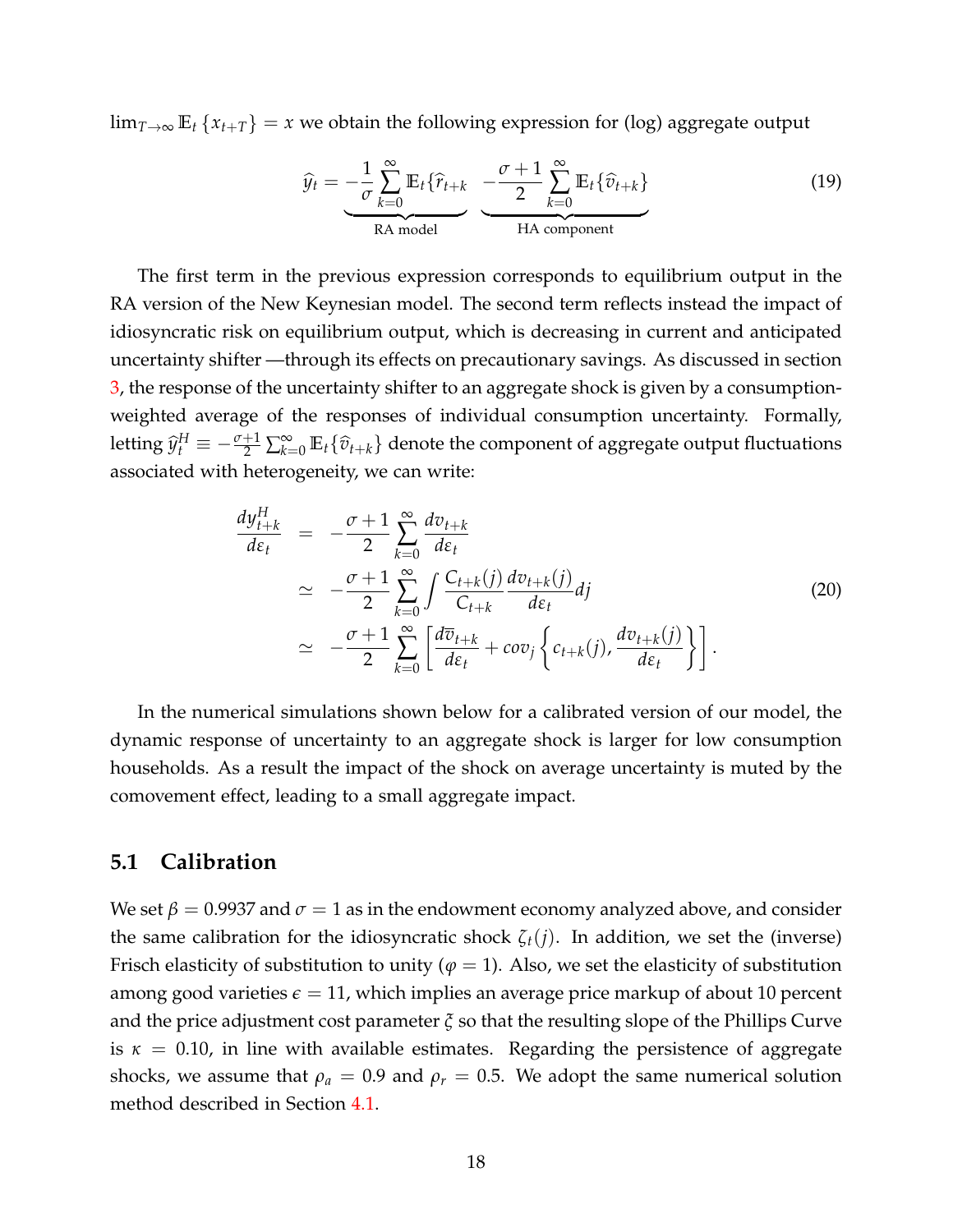$\lim_{T\to\infty} \mathbb{E}_t\{x_{t+T}\} = x$ we obtain the following expression for (log) aggregate output

$$\widehat{y}_t = \underbrace{-\frac{1}{\sigma}\sum_{k=0}^{\infty}\mathbb{E}_t\{\widehat{r}_{t+k}}_{\text{RA model}} \underbrace{-\frac{\sigma+1}{2}\sum_{k=0}^{\infty}\mathbb{E}_t\{\widehat{v}_{t+k}\}}_{\text{HA component}} \tag{19}$$

The first term in the previous expression corresponds to equilibrium output in the RA version of the New Keynesian model. The second term reflects instead the impact of idiosyncratic risk on equilibrium output, which is decreasing in current and anticipated uncertainty shifter —through its effects on precautionary savings. As discussed in section 3, the response of the uncertainty shifter to an aggregate shock is given by a consumption-weighted average of the responses of individual consumption uncertainty. Formally, letting $\widehat{y}_t^H \equiv -\frac{\sigma+1}{2}\sum_{k=0}^{\infty}\mathbb{E}_t\{\widehat{v}_{t+k}\}$ denote the component of aggregate output fluctuations associated with heterogeneity, we can write:

$$\begin{aligned}
\frac{dy_{t+k}^H}{d\varepsilon_t} &= -\frac{\sigma+1}{2}\sum_{k=0}^{\infty}\frac{dv_{t+k}}{d\varepsilon_t} \\
&\simeq -\frac{\sigma+1}{2}\sum_{k=0}^{\infty}\int \frac{C_{t+k}(j)}{C_{t+k}}\frac{dv_{t+k}(j)}{d\varepsilon_t}dj \\
&\simeq -\frac{\sigma+1}{2}\sum_{k=0}^{\infty}\left[\frac{d\overline{v}_{t+k}}{d\varepsilon_t} + cov_j\left\{c_{t+k}(j), \frac{dv_{t+k}(j)}{d\varepsilon_t}\right\}\right].
\end{aligned} \tag{20}$$

In the numerical simulations shown below for a calibrated version of our model, the dynamic response of uncertainty to an aggregate shock is larger for low consumption households. As a result the impact of the shock on average uncertainty is muted by the comovement effect, leading to a small aggregate impact.

## 5.1 Calibration

We set $\beta = 0.9937$ and $\sigma = 1$ as in the endowment economy analyzed above, and consider the same calibration for the idiosyncratic shock $\zeta_t(j)$. In addition, we set the (inverse) Frisch elasticity of substitution to unity ($\varphi = 1$). Also, we set the elasticity of substitution among good varieties $\epsilon = 11$, which implies an average price markup of about 10 percent and the price adjustment cost parameter $\xi$ so that the resulting slope of the Phillips Curve is $\kappa = 0.10$, in line with available estimates. Regarding the persistence of aggregate shocks, we assume that $\rho_a = 0.9$ and $\rho_r = 0.5$. We adopt the same numerical solution method described in Section 4.1.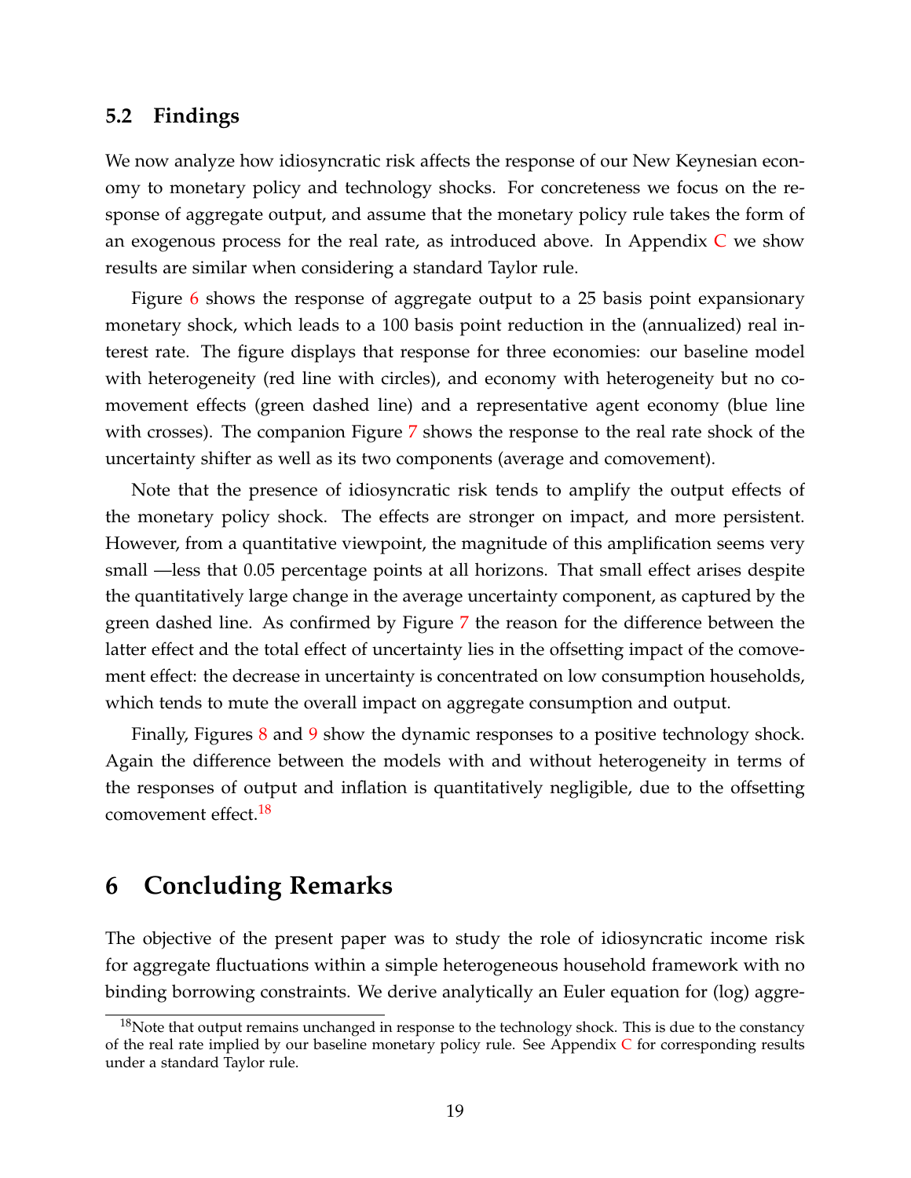## 5.2 Findings

We now analyze how idiosyncratic risk affects the response of our New Keynesian economy to monetary policy and technology shocks. For concreteness we focus on the response of aggregate output, and assume that the monetary policy rule takes the form of an exogenous process for the real rate, as introduced above. In Appendix C we show results are similar when considering a standard Taylor rule.

Figure 6 shows the response of aggregate output to a 25 basis point expansionary monetary shock, which leads to a 100 basis point reduction in the (annualized) real interest rate. The figure displays that response for three economies: our baseline model with heterogeneity (red line with circles), and economy with heterogeneity but no comovement effects (green dashed line) and a representative agent economy (blue line with crosses). The companion Figure 7 shows the response to the real rate shock of the uncertainty shifter as well as its two components (average and comovement).

Note that the presence of idiosyncratic risk tends to amplify the output effects of the monetary policy shock. The effects are stronger on impact, and more persistent. However, from a quantitative viewpoint, the magnitude of this amplification seems very small —less that 0.05 percentage points at all horizons. That small effect arises despite the quantitatively large change in the average uncertainty component, as captured by the green dashed line. As confirmed by Figure 7 the reason for the difference between the latter effect and the total effect of uncertainty lies in the offsetting impact of the comovement effect: the decrease in uncertainty is concentrated on low consumption households, which tends to mute the overall impact on aggregate consumption and output.

Finally, Figures 8 and 9 show the dynamic responses to a positive technology shock. Again the difference between the models with and without heterogeneity in terms of the responses of output and inflation is quantitatively negligible, due to the offsetting comovement effect.[18]

# 6 Concluding Remarks

The objective of the present paper was to study the role of idiosyncratic income risk for aggregate fluctuations within a simple heterogeneous household framework with no binding borrowing constraints. We derive analytically an Euler equation for (log) aggre-

[18] Note that output remains unchanged in response to the technology shock. This is due to the constancy of the real rate implied by our baseline monetary policy rule. See Appendix C for corresponding results under a standard Taylor rule.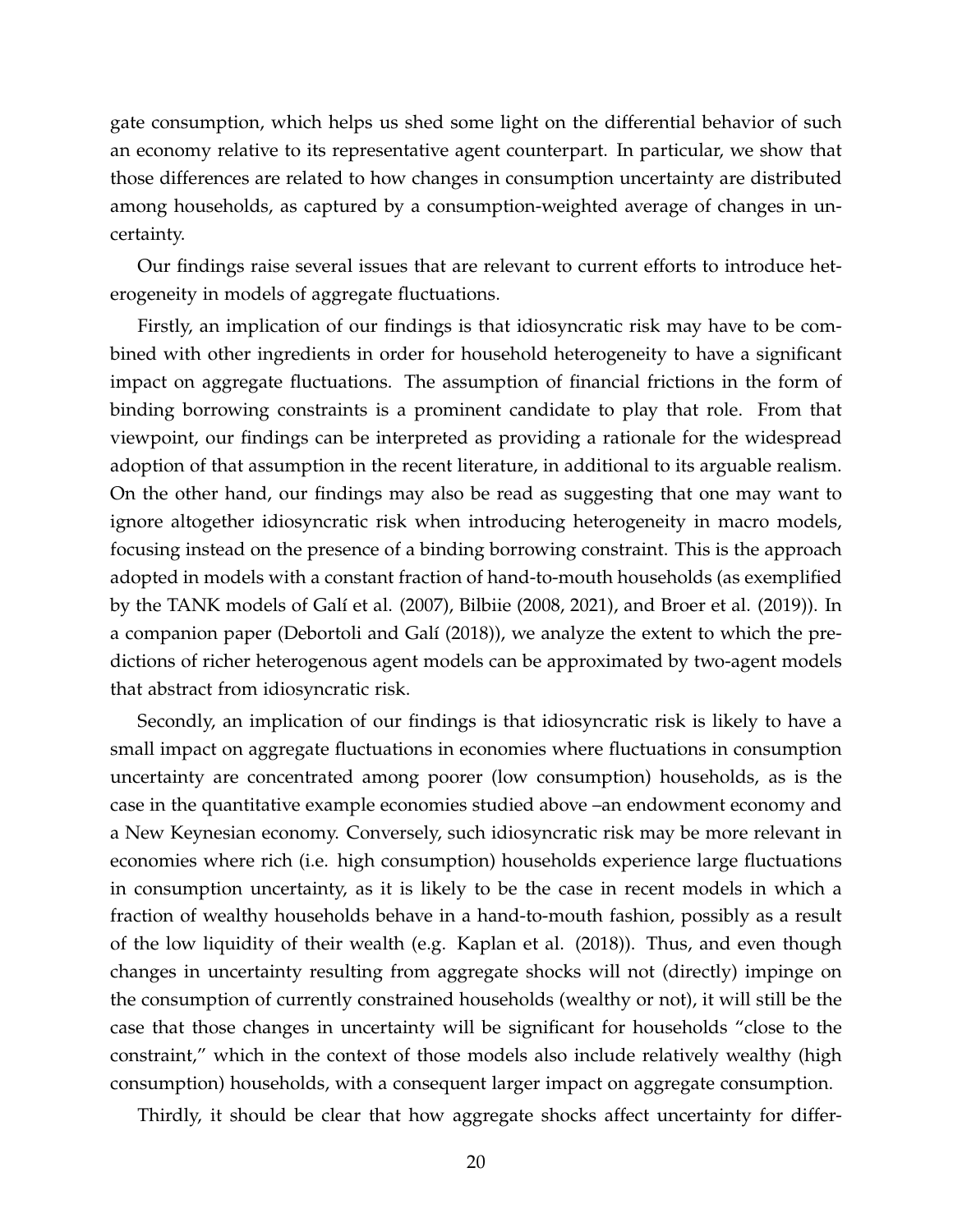gate consumption, which helps us shed some light on the differential behavior of such an economy relative to its representative agent counterpart. In particular, we show that those differences are related to how changes in consumption uncertainty are distributed among households, as captured by a consumption-weighted average of changes in uncertainty.

Our findings raise several issues that are relevant to current efforts to introduce heterogeneity in models of aggregate fluctuations.

Firstly, an implication of our findings is that idiosyncratic risk may have to be combined with other ingredients in order for household heterogeneity to have a significant impact on aggregate fluctuations. The assumption of financial frictions in the form of binding borrowing constraints is a prominent candidate to play that role. From that viewpoint, our findings can be interpreted as providing a rationale for the widespread adoption of that assumption in the recent literature, in additional to its arguable realism. On the other hand, our findings may also be read as suggesting that one may want to ignore altogether idiosyncratic risk when introducing heterogeneity in macro models, focusing instead on the presence of a binding borrowing constraint. This is the approach adopted in models with a constant fraction of hand-to-mouth households (as exemplified by the TANK models of Galí et al. (2007), Bilbiie (2008, 2021), and Broer et al. (2019)). In a companion paper (Debortoli and Galí (2018)), we analyze the extent to which the predictions of richer heterogenous agent models can be approximated by two-agent models that abstract from idiosyncratic risk.

Secondly, an implication of our findings is that idiosyncratic risk is likely to have a small impact on aggregate fluctuations in economies where fluctuations in consumption uncertainty are concentrated among poorer (low consumption) households, as is the case in the quantitative example economies studied above –an endowment economy and a New Keynesian economy. Conversely, such idiosyncratic risk may be more relevant in economies where rich (i.e. high consumption) households experience large fluctuations in consumption uncertainty, as it is likely to be the case in recent models in which a fraction of wealthy households behave in a hand-to-mouth fashion, possibly as a result of the low liquidity of their wealth (e.g. Kaplan et al. (2018)). Thus, and even though changes in uncertainty resulting from aggregate shocks will not (directly) impinge on the consumption of currently constrained households (wealthy or not), it will still be the case that those changes in uncertainty will be significant for households "close to the constraint," which in the context of those models also include relatively wealthy (high consumption) households, with a consequent larger impact on aggregate consumption.

Thirdly, it should be clear that how aggregate shocks affect uncertainty for differ-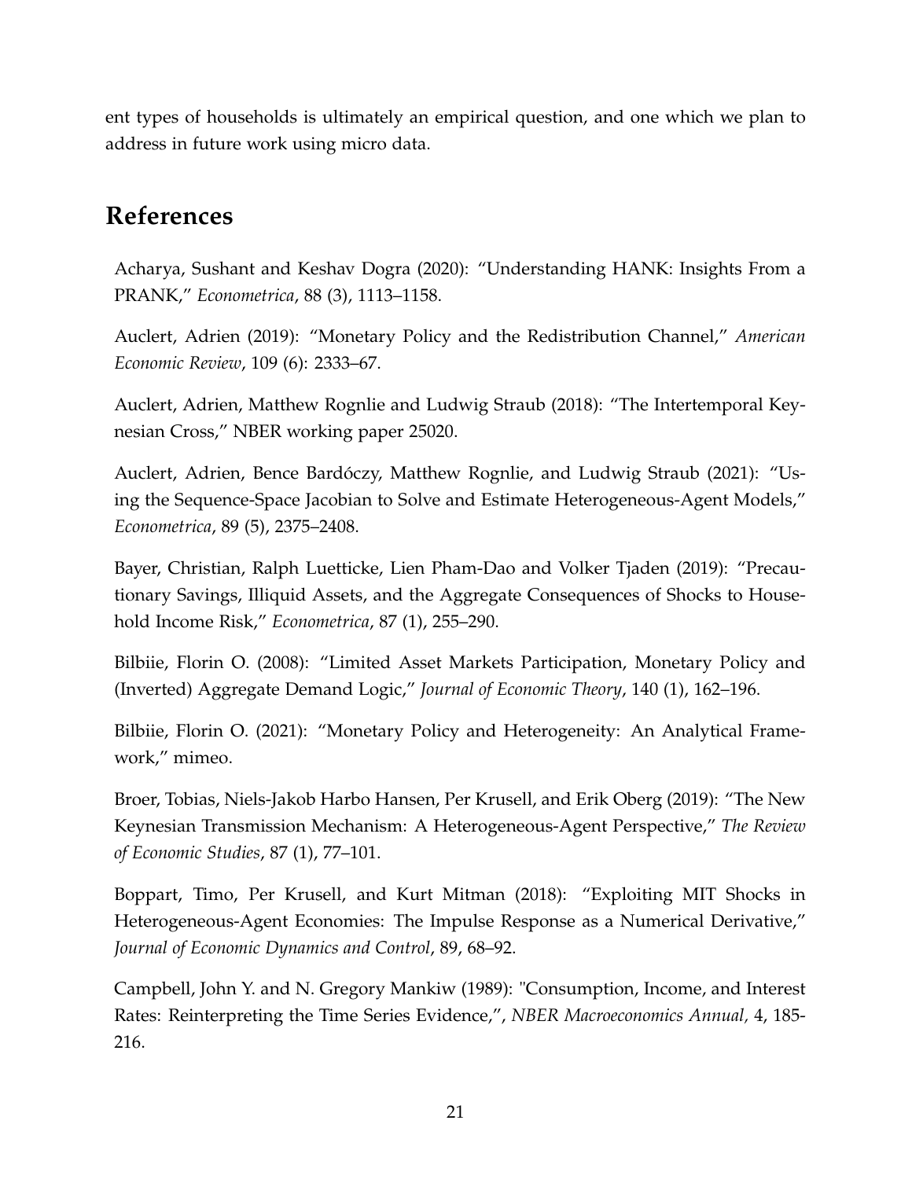ent types of households is ultimately an empirical question, and one which we plan to address in future work using micro data.

# References

Acharya, Sushant and Keshav Dogra (2020): "Understanding HANK: Insights From a PRANK," *Econometrica*, 88 (3), 1113–1158.

Auclert, Adrien (2019): "Monetary Policy and the Redistribution Channel," *American Economic Review*, 109 (6): 2333–67.

Auclert, Adrien, Matthew Rognlie and Ludwig Straub (2018): "The Intertemporal Keynesian Cross," NBER working paper 25020.

Auclert, Adrien, Bence Bardóczy, Matthew Rognlie, and Ludwig Straub (2021): "Using the Sequence-Space Jacobian to Solve and Estimate Heterogeneous-Agent Models," *Econometrica*, 89 (5), 2375–2408.

Bayer, Christian, Ralph Luetticke, Lien Pham-Dao and Volker Tjaden (2019): "Precautionary Savings, Illiquid Assets, and the Aggregate Consequences of Shocks to Household Income Risk," *Econometrica*, 87 (1), 255–290.

Bilbiie, Florin O. (2008): "Limited Asset Markets Participation, Monetary Policy and (Inverted) Aggregate Demand Logic," *Journal of Economic Theory*, 140 (1), 162–196.

Bilbiie, Florin O. (2021): "Monetary Policy and Heterogeneity: An Analytical Framework," mimeo.

Broer, Tobias, Niels-Jakob Harbo Hansen, Per Krusell, and Erik Oberg (2019): "The New Keynesian Transmission Mechanism: A Heterogeneous-Agent Perspective," *The Review of Economic Studies*, 87 (1), 77–101.

Boppart, Timo, Per Krusell, and Kurt Mitman (2018): "Exploiting MIT Shocks in Heterogeneous-Agent Economies: The Impulse Response as a Numerical Derivative," *Journal of Economic Dynamics and Control*, 89, 68–92.

Campbell, John Y. and N. Gregory Mankiw (1989): "Consumption, Income, and Interest Rates: Reinterpreting the Time Series Evidence,", *NBER Macroeconomics Annual,* 4, 185-216.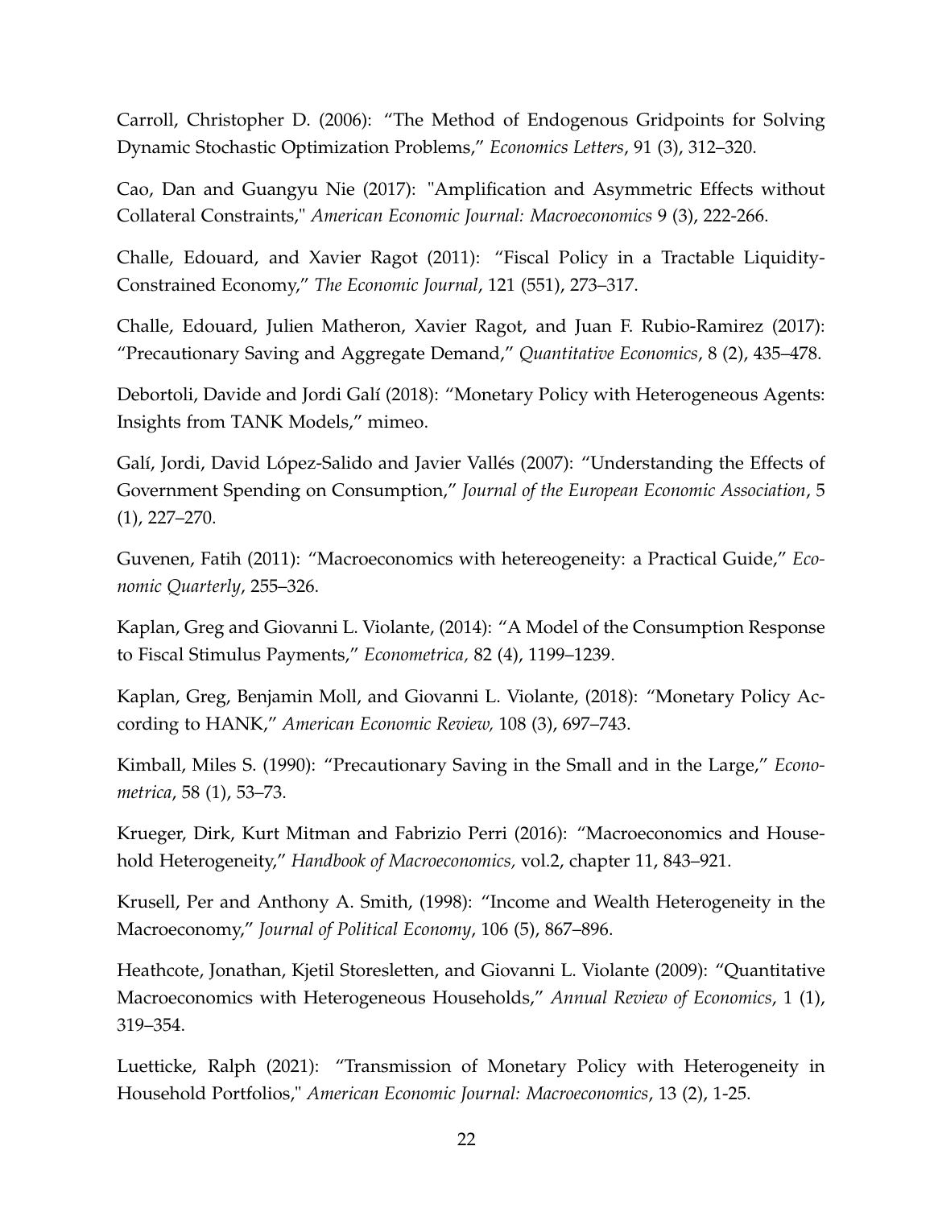Carroll, Christopher D. (2006): "The Method of Endogenous Gridpoints for Solving Dynamic Stochastic Optimization Problems," *Economics Letters*, 91 (3), 312–320.

Cao, Dan and Guangyu Nie (2017): "Amplification and Asymmetric Effects without Collateral Constraints," *American Economic Journal: Macroeconomics* 9 (3), 222-266.

Challe, Edouard, and Xavier Ragot (2011): "Fiscal Policy in a Tractable Liquidity-Constrained Economy," *The Economic Journal*, 121 (551), 273–317.

Challe, Edouard, Julien Matheron, Xavier Ragot, and Juan F. Rubio-Ramirez (2017): "Precautionary Saving and Aggregate Demand," *Quantitative Economics*, 8 (2), 435–478.

Debortoli, Davide and Jordi Galí (2018): "Monetary Policy with Heterogeneous Agents: Insights from TANK Models," mimeo.

Galí, Jordi, David López-Salido and Javier Vallés (2007): "Understanding the Effects of Government Spending on Consumption," *Journal of the European Economic Association*, 5 (1), 227–270.

Guvenen, Fatih (2011): "Macroeconomics with hetereogeneity: a Practical Guide," *Economic Quarterly*, 255–326.

Kaplan, Greg and Giovanni L. Violante, (2014): "A Model of the Consumption Response to Fiscal Stimulus Payments," *Econometrica,* 82 (4), 1199–1239.

Kaplan, Greg, Benjamin Moll, and Giovanni L. Violante, (2018): "Monetary Policy According to HANK," *American Economic Review,* 108 (3), 697–743.

Kimball, Miles S. (1990): "Precautionary Saving in the Small and in the Large," *Econometrica*, 58 (1), 53–73.

Krueger, Dirk, Kurt Mitman and Fabrizio Perri (2016): "Macroeconomics and Household Heterogeneity," *Handbook of Macroeconomics,* vol.2, chapter 11, 843–921.

Krusell, Per and Anthony A. Smith, (1998): "Income and Wealth Heterogeneity in the Macroeconomy," *Journal of Political Economy*, 106 (5), 867–896.

Heathcote, Jonathan, Kjetil Storesletten, and Giovanni L. Violante (2009): "Quantitative Macroeconomics with Heterogeneous Households," *Annual Review of Economics*, 1 (1), 319–354.

Luetticke, Ralph (2021): "Transmission of Monetary Policy with Heterogeneity in Household Portfolios," *American Economic Journal: Macroeconomics*, 13 (2), 1-25.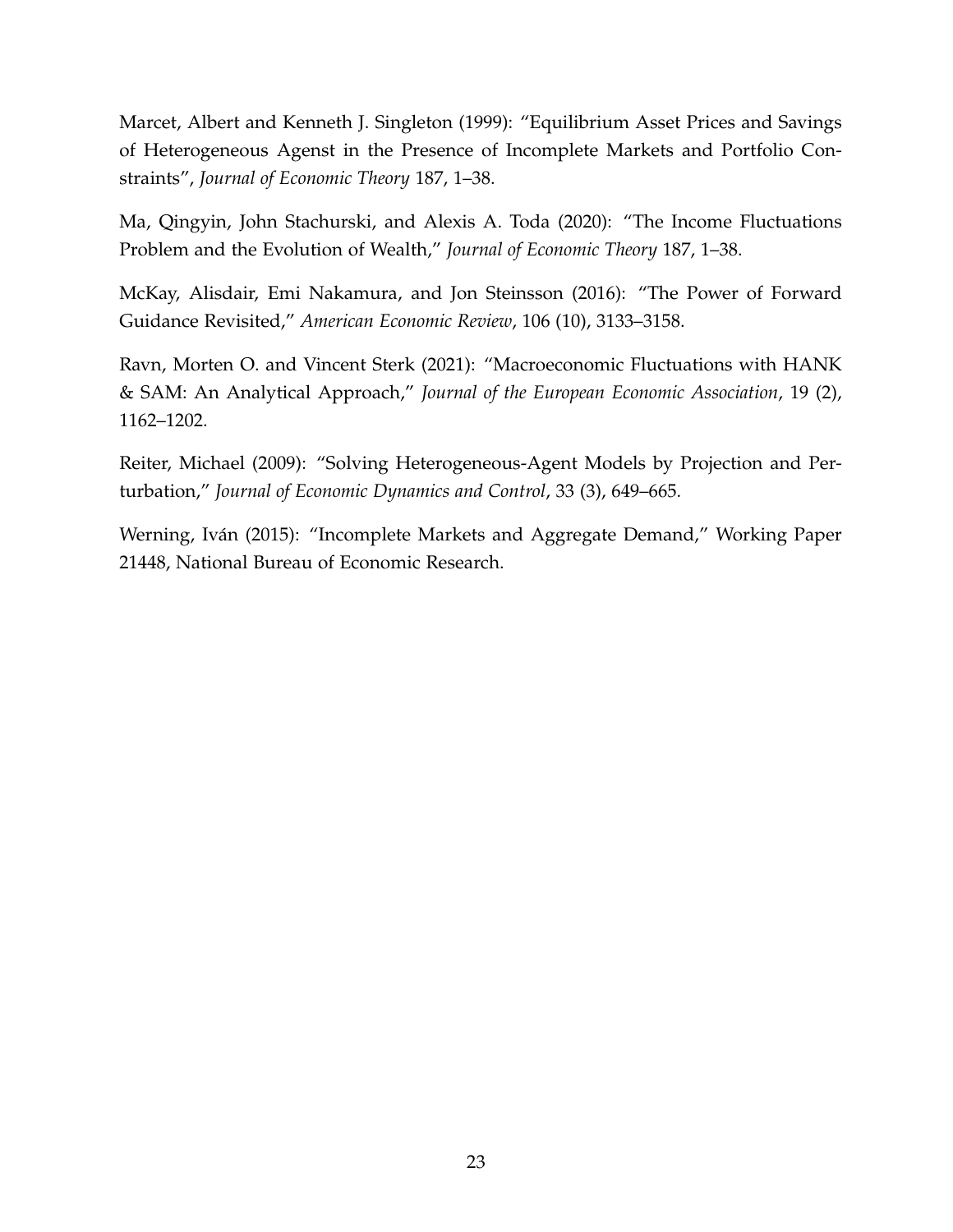Marcet, Albert and Kenneth J. Singleton (1999): "Equilibrium Asset Prices and Savings of Heterogeneous Agenst in the Presence of Incomplete Markets and Portfolio Constraints", *Journal of Economic Theory* 187, 1–38.

Ma, Qingyin, John Stachurski, and Alexis A. Toda (2020): "The Income Fluctuations Problem and the Evolution of Wealth," *Journal of Economic Theory* 187, 1–38.

McKay, Alisdair, Emi Nakamura, and Jon Steinsson (2016): "The Power of Forward Guidance Revisited," *American Economic Review*, 106 (10), 3133–3158.

Ravn, Morten O. and Vincent Sterk (2021): "Macroeconomic Fluctuations with HANK & SAM: An Analytical Approach," *Journal of the European Economic Association*, 19 (2), 1162–1202.

Reiter, Michael (2009): "Solving Heterogeneous-Agent Models by Projection and Perturbation," *Journal of Economic Dynamics and Control*, 33 (3), 649–665.

Werning, Iván (2015): "Incomplete Markets and Aggregate Demand," Working Paper 21448, National Bureau of Economic Research.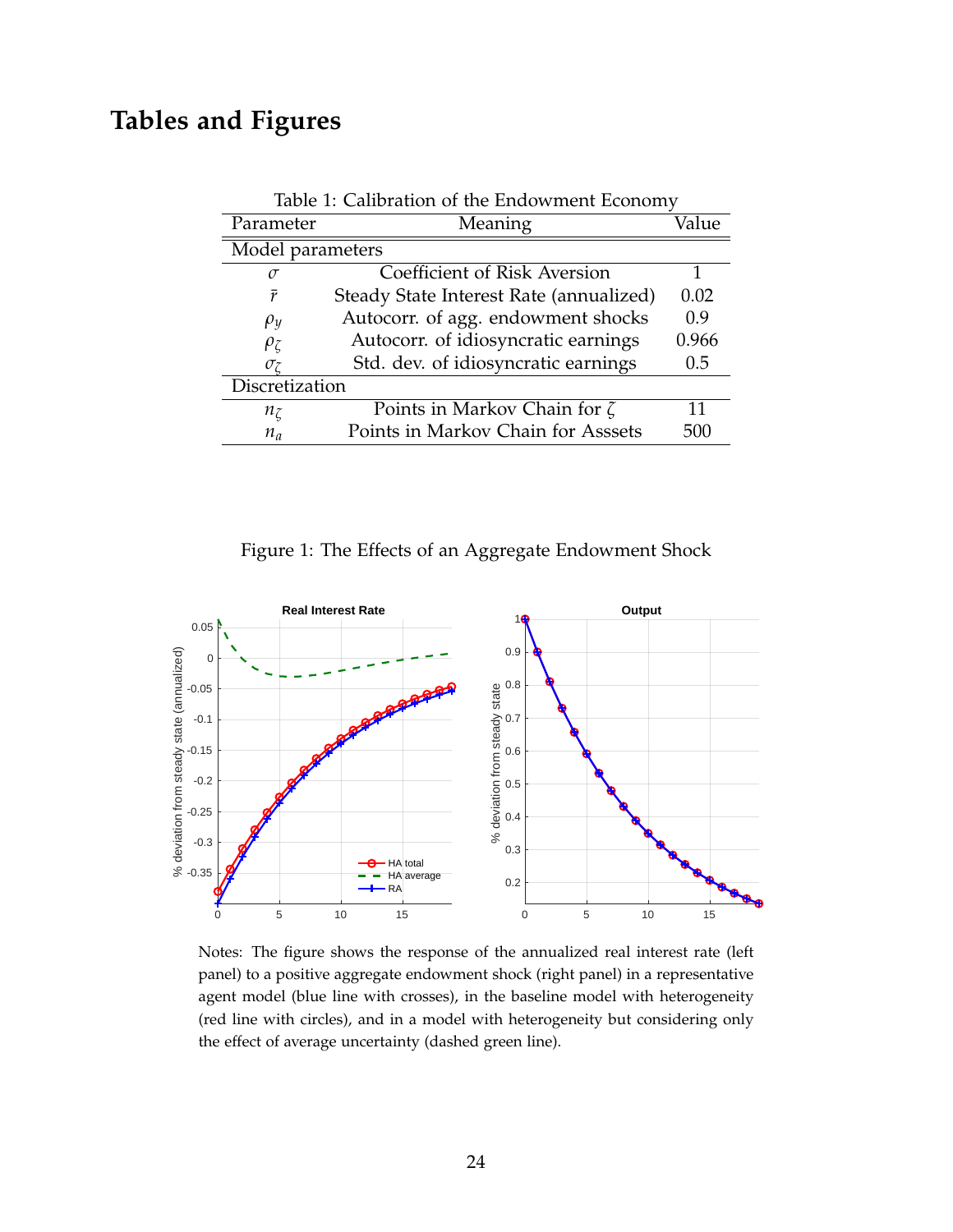# Tables and Figures

Table 1: Calibration of the Endowment Economy

| Parameter | Meaning | Value |
|---|---|---|
| Model parameters | | |
| $\sigma$ | Coefficient of Risk Aversion | 1 |
| $\bar{r}$ | Steady State Interest Rate (annualized) | 0.02 |
| $\rho_y$ | Autocorr. of agg. endowment shocks | 0.9 |
| $\rho_\zeta$ | Autocorr. of idiosyncratic earnings | 0.966 |
| $\sigma_\zeta$ | Std. dev. of idiosyncratic earnings | 0.5 |
| Discretization | | |
| $n_\zeta$ | Points in Markov Chain for $\zeta$ | 11 |
| $n_a$ | Points in Markov Chain for Asssets | 500 |

Figure 1: The Effects of an Aggregate Endowment Shock

Notes: The figure shows the response of the annualized real interest rate (left panel) to a positive aggregate endowment shock (right panel) in a representative agent model (blue line with crosses), in the baseline model with heterogeneity (red line with circles), and in a model with heterogeneity but considering only the effect of average uncertainty (dashed green line).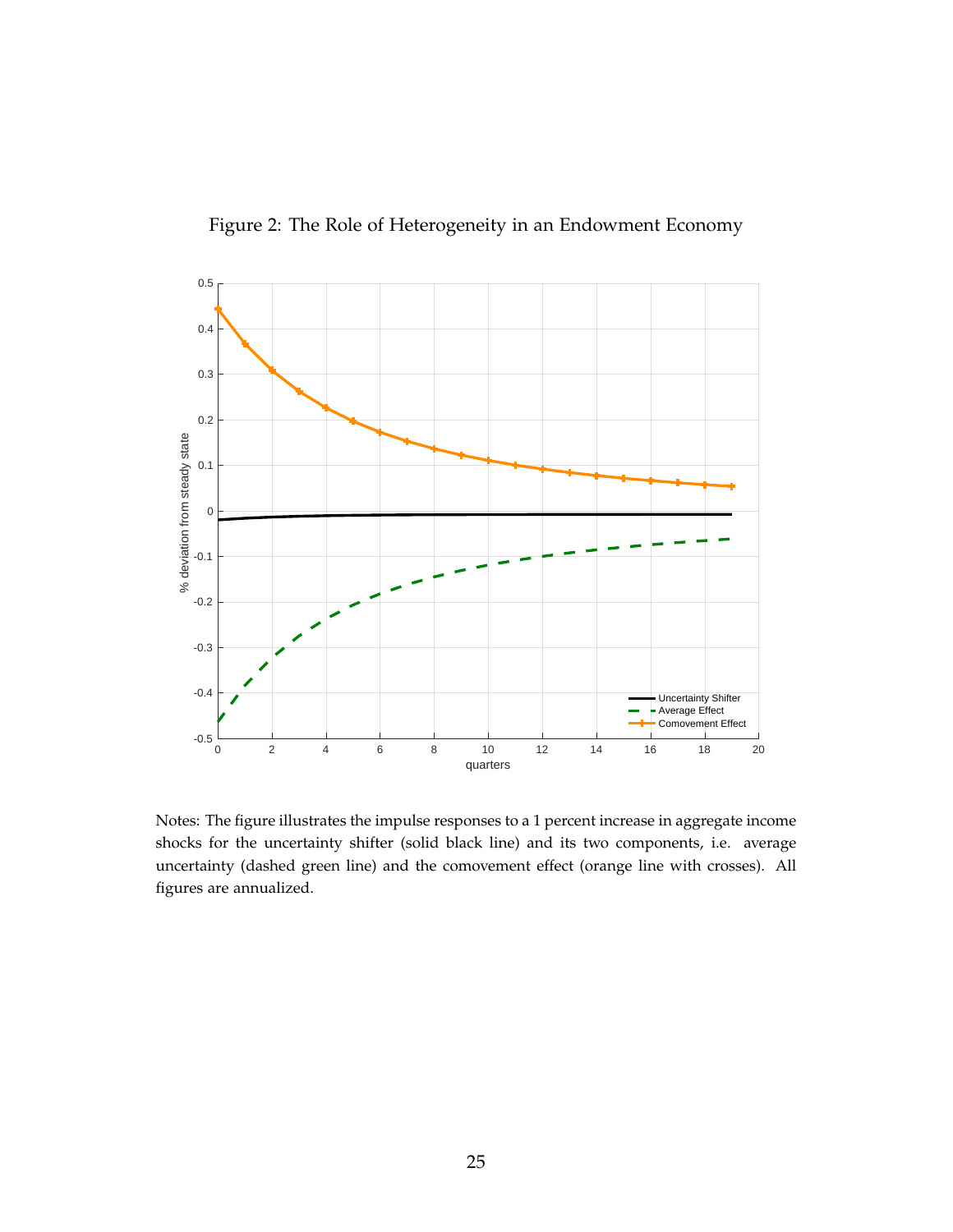Figure 2: The Role of Heterogeneity in an Endowment Economy

Notes: The figure illustrates the impulse responses to a 1 percent increase in aggregate income shocks for the uncertainty shifter (solid black line) and its two components, i.e. average uncertainty (dashed green line) and the comovement effect (orange line with crosses). All figures are annualized.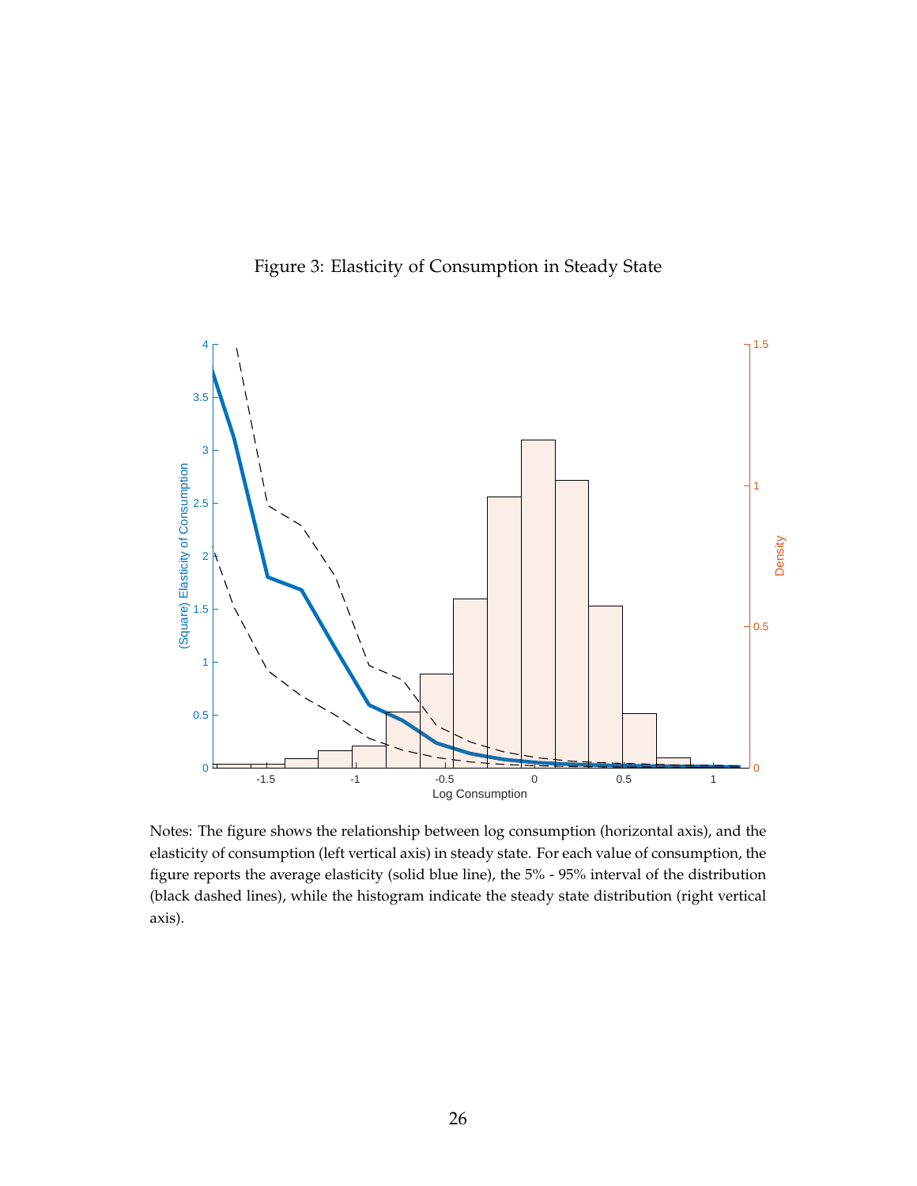Figure 3: Elasticity of Consumption in Steady State

Notes: The figure shows the relationship between log consumption (horizontal axis), and the elasticity of consumption (left vertical axis) in steady state. For each value of consumption, the figure reports the average elasticity (solid blue line), the 5% - 95% interval of the distribution (black dashed lines), while the histogram indicate the steady state distribution (right vertical axis).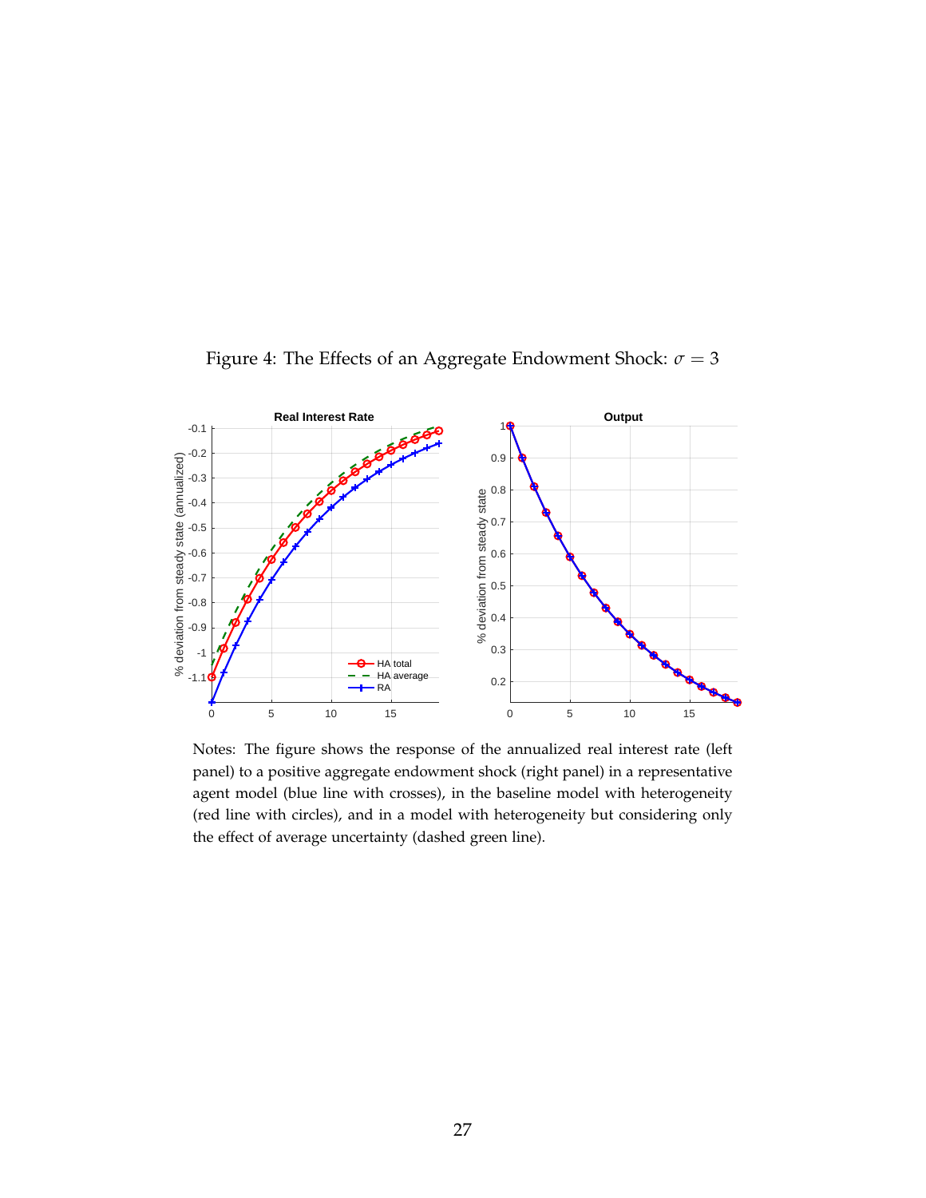Figure 4: The Effects of an Aggregate Endowment Shock: $\sigma = 3$

Notes: The figure shows the response of the annualized real interest rate (left panel) to a positive aggregate endowment shock (right panel) in a representative agent model (blue line with crosses), in the baseline model with heterogeneity (red line with circles), and in a model with heterogeneity but considering only the effect of average uncertainty (dashed green line).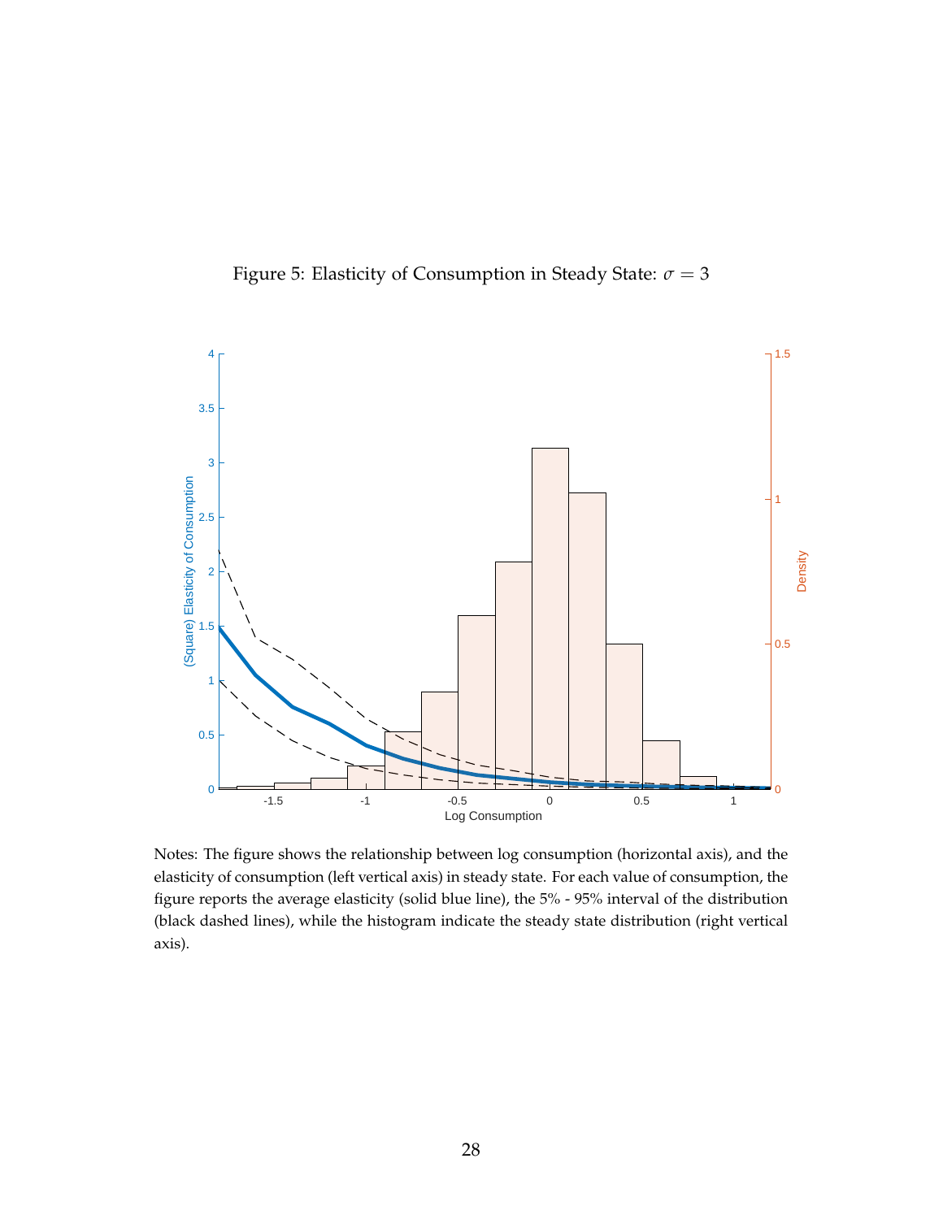Figure 5: Elasticity of Consumption in Steady State: $\sigma = 3$

Notes: The figure shows the relationship between log consumption (horizontal axis), and the elasticity of consumption (left vertical axis) in steady state. For each value of consumption, the figure reports the average elasticity (solid blue line), the 5% - 95% interval of the distribution (black dashed lines), while the histogram indicate the steady state distribution (right vertical axis).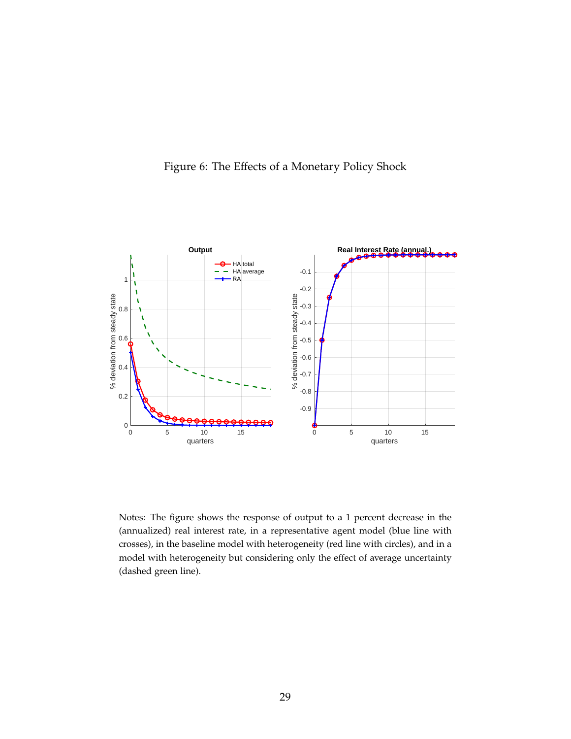Figure 6: The Effects of a Monetary Policy Shock

Notes: The figure shows the response of output to a 1 percent decrease in the (annualized) real interest rate, in a representative agent model (blue line with crosses), in the baseline model with heterogeneity (red line with circles), and in a model with heterogeneity but considering only the effect of average uncertainty (dashed green line).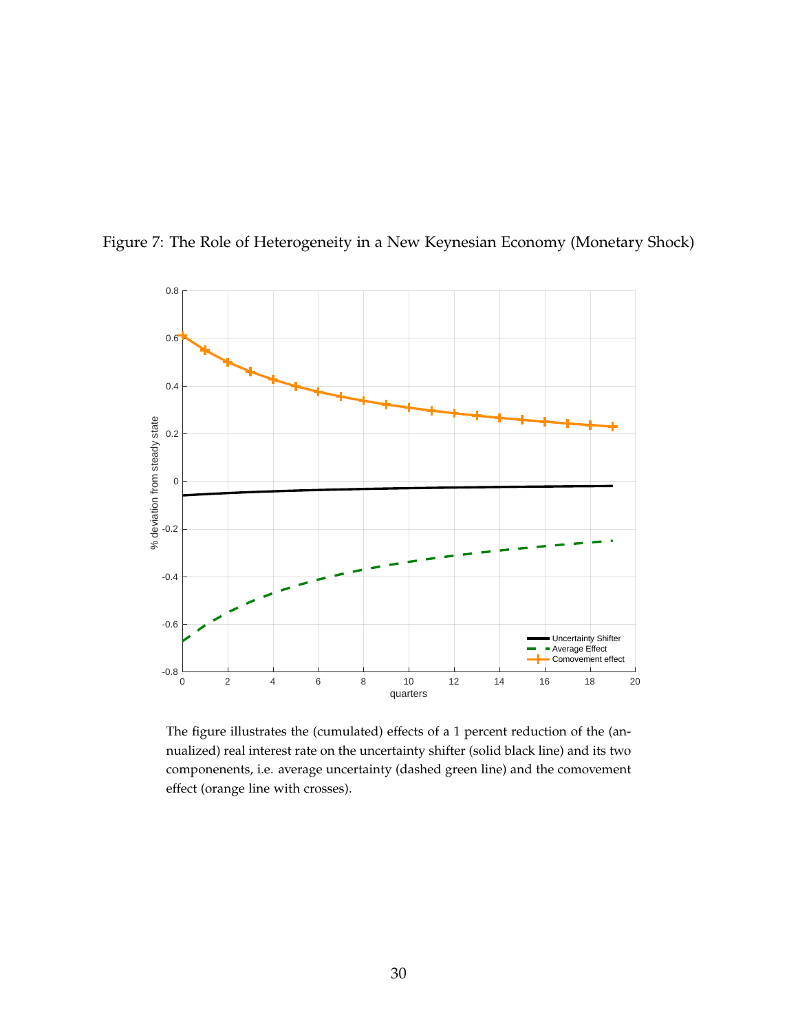Figure 7: The Role of Heterogeneity in a New Keynesian Economy (Monetary Shock)

The figure illustrates the (cumulated) effects of a 1 percent reduction of the (annualized) real interest rate on the uncertainty shifter (solid black line) and its two componenents, i.e. average uncertainty (dashed green line) and the comovement effect (orange line with crosses).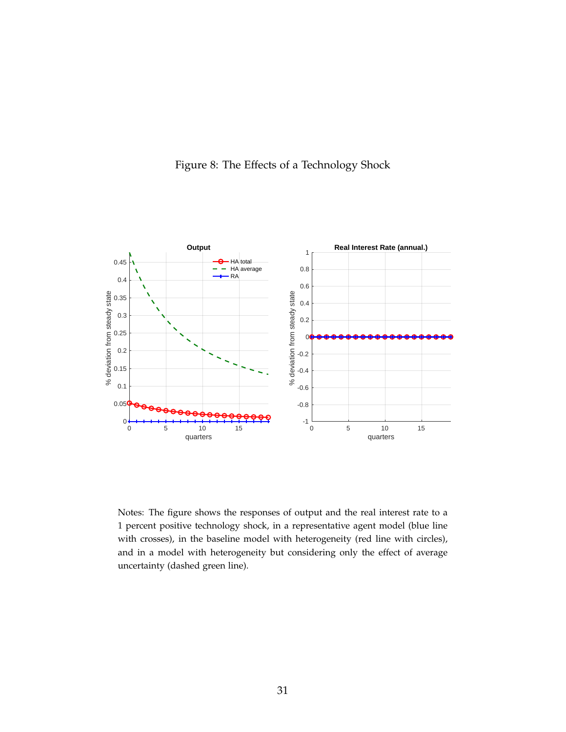Figure 8: The Effects of a Technology Shock

Notes: The figure shows the responses of output and the real interest rate to a 1 percent positive technology shock, in a representative agent model (blue line with crosses), in the baseline model with heterogeneity (red line with circles), and in a model with heterogeneity but considering only the effect of average uncertainty (dashed green line).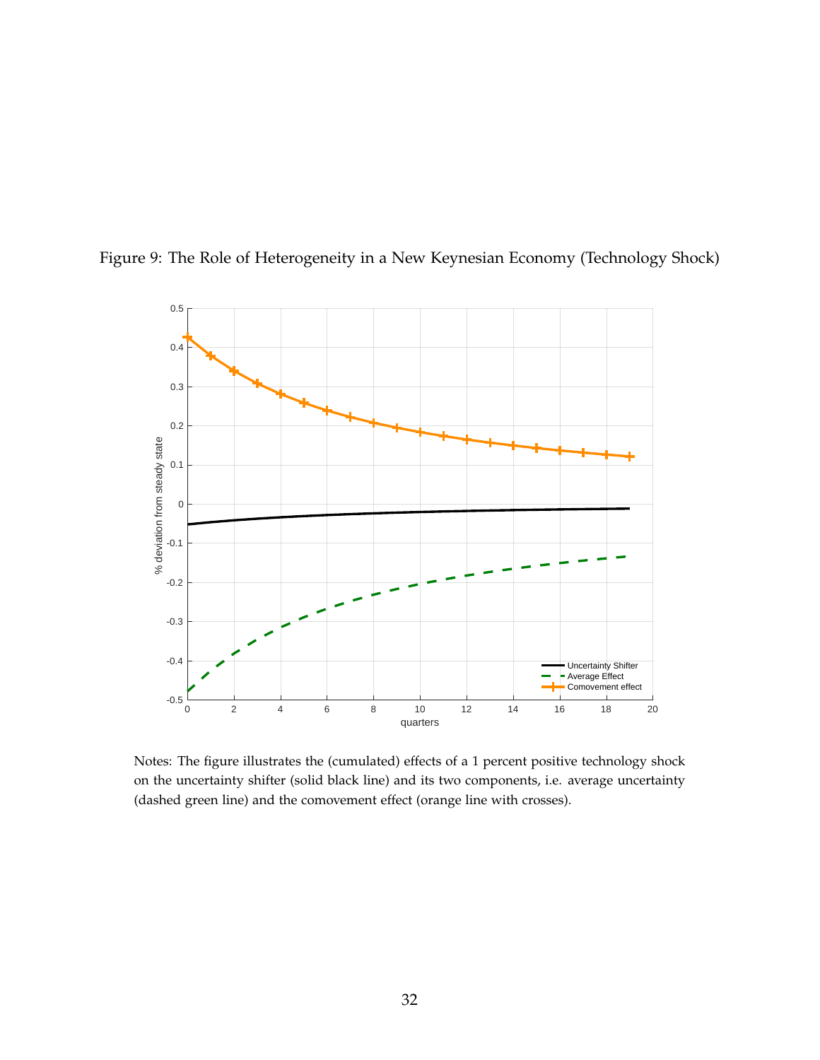Figure 9: The Role of Heterogeneity in a New Keynesian Economy (Technology Shock)

Notes: The figure illustrates the (cumulated) effects of a 1 percent positive technology shock on the uncertainty shifter (solid black line) and its two components, i.e. average uncertainty (dashed green line) and the comovement effect (orange line with crosses).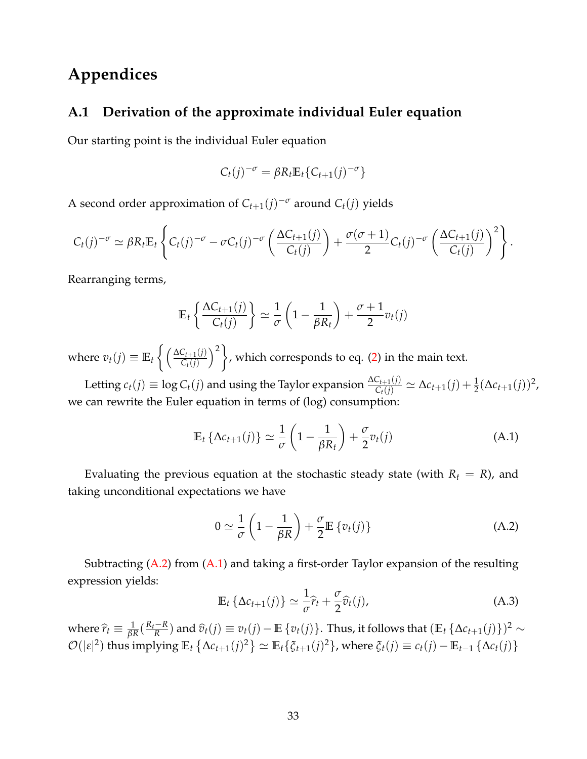# Appendices

## A.1 Derivation of the approximate individual Euler equation

Our starting point is the individual Euler equation

$$C_t(j)^{-\sigma} = \beta R_t \mathbb{E}_t\{C_{t+1}(j)^{-\sigma}\}$$

A second order approximation of $C_{t+1}(j)^{-\sigma}$ around $C_t(j)$ yields

$$C_t(j)^{-\sigma} \simeq \beta R_t \mathbb{E}_t \left\{ C_t(j)^{-\sigma} - \sigma C_t(j)^{-\sigma} \left( \frac{\Delta C_{t+1}(j)}{C_t(j)} \right) + \frac{\sigma(\sigma+1)}{2} C_t(j)^{-\sigma} \left( \frac{\Delta C_{t+1}(j)}{C_t(j)} \right)^2 \right\}.$$

Rearranging terms,

$$\mathbb{E}_t \left\{ \frac{\Delta C_{t+1}(j)}{C_t(j)} \right\} \simeq \frac{1}{\sigma} \left( 1 - \frac{1}{\beta R_t} \right) + \frac{\sigma+1}{2} v_t(j)$$

where $v_t(j) \equiv \mathbb{E}_t \left\{ \left( \frac{\Delta C_{t+1}(j)}{C_t(j)} \right)^2 \right\}$, which corresponds to eq. (2) in the main text.

Letting $c_t(j) \equiv \log C_t(j)$ and using the Taylor expansion $\frac{\Delta C_{t+1}(j)}{C_t(j)} \simeq \Delta c_{t+1}(j) + \frac{1}{2}(\Delta c_{t+1}(j))^2$, we can rewrite the Euler equation in terms of (log) consumption:

$$\mathbb{E}_t \{\Delta c_{t+1}(j)\} \simeq \frac{1}{\sigma} \left( 1 - \frac{1}{\beta R_t} \right) + \frac{\sigma}{2} v_t(j) \tag{A.1}$$

Evaluating the previous equation at the stochastic steady state (with $R_t = R$), and taking unconditional expectations we have

$$0 \simeq \frac{1}{\sigma} \left( 1 - \frac{1}{\beta R} \right) + \frac{\sigma}{2} \mathbb{E} \{v_t(j)\} \tag{A.2}$$

Subtracting (A.2) from (A.1) and taking a first-order Taylor expansion of the resulting expression yields:

$$\mathbb{E}_t \{\Delta c_{t+1}(j)\} \simeq \frac{1}{\sigma} \widehat{r}_t + \frac{\sigma}{2} \widehat{v}_t(j), \tag{A.3}$$

where $\widehat{r}_t \equiv \frac{1}{\beta R}(\frac{R_t - R}{R})$ and $\widehat{v}_t(j) \equiv v_t(j) - \mathbb{E}\{v_t(j)\}$. Thus, it follows that $(\mathbb{E}_t \{\Delta c_{t+1}(j)\})^2 \sim \mathcal{O}(|\varepsilon|^2)$ thus implying $\mathbb{E}_t \{\Delta c_{t+1}(j)^2\} \simeq \mathbb{E}_t\{\xi_{t+1}(j)^2\}$, where $\xi_t(j) \equiv c_t(j) - \mathbb{E}_{t-1}\{\Delta c_t(j)\}$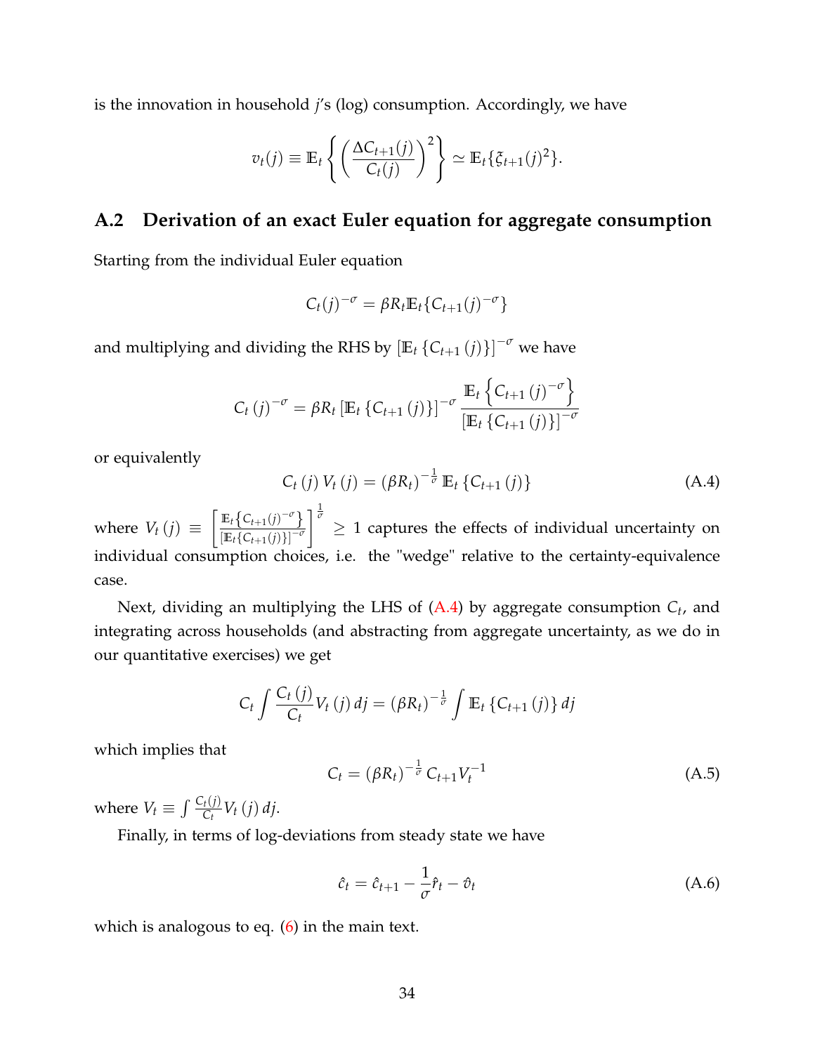is the innovation in household $j$'s (log) consumption. Accordingly, we have

$$v_t(j) \equiv \mathbb{E}_t\left\{\left(\frac{\Delta C_{t+1}(j)}{C_t(j)}\right)^2\right\} \simeq \mathbb{E}_t\{\xi_{t+1}(j)^2\}.$$

## A.2 Derivation of an exact Euler equation for aggregate consumption

Starting from the individual Euler equation

$$C_t(j)^{-\sigma} = \beta R_t \mathbb{E}_t\{C_{t+1}(j)^{-\sigma}\}$$

and multiplying and dividing the RHS by $[\mathbb{E}_t\{C_{t+1}(j)\}]^{-\sigma}$ we have

$$C_t(j)^{-\sigma} = \beta R_t [\mathbb{E}_t\{C_{t+1}(j)\}]^{-\sigma} \frac{\mathbb{E}_t\left\{C_{t+1}(j)^{-\sigma}\right\}}{[\mathbb{E}_t\{C_{t+1}(j)\}]^{-\sigma}}$$

or equivalently

$$C_t(j) V_t(j) = (\beta R_t)^{-\frac{1}{\sigma}} \mathbb{E}_t\{C_{t+1}(j)\} \tag{A.4}$$

where $V_t(j) \equiv \left[\frac{\mathbb{E}_t\left\{C_{t+1}(j)^{-\sigma}\right\}}{[\mathbb{E}_t\{C_{t+1}(j)\}]^{-\sigma}}\right]^{\frac{1}{\sigma}} \geq 1$ captures the effects of individual uncertainty on individual consumption choices, i.e. the "wedge" relative to the certainty-equivalence case.

Next, dividing an multiplying the LHS of (A.4) by aggregate consumption $C_t$, and integrating across households (and abstracting from aggregate uncertainty, as we do in our quantitative exercises) we get

$$C_t \int \frac{C_t(j)}{C_t} V_t(j)\, dj = (\beta R_t)^{-\frac{1}{\sigma}} \int \mathbb{E}_t\{C_{t+1}(j)\}\, dj$$

which implies that

$$C_t = (\beta R_t)^{-\frac{1}{\sigma}} C_{t+1} V_t^{-1} \tag{A.5}$$

where $V_t \equiv \int \frac{C_t(j)}{C_t} V_t(j)\, dj$.

Finally, in terms of log-deviations from steady state we have

$$\hat{c}_t = \hat{c}_{t+1} - \frac{1}{\sigma}\hat{r}_t - \hat{v}_t \tag{A.6}$$

which is analogous to eq. (6) in the main text.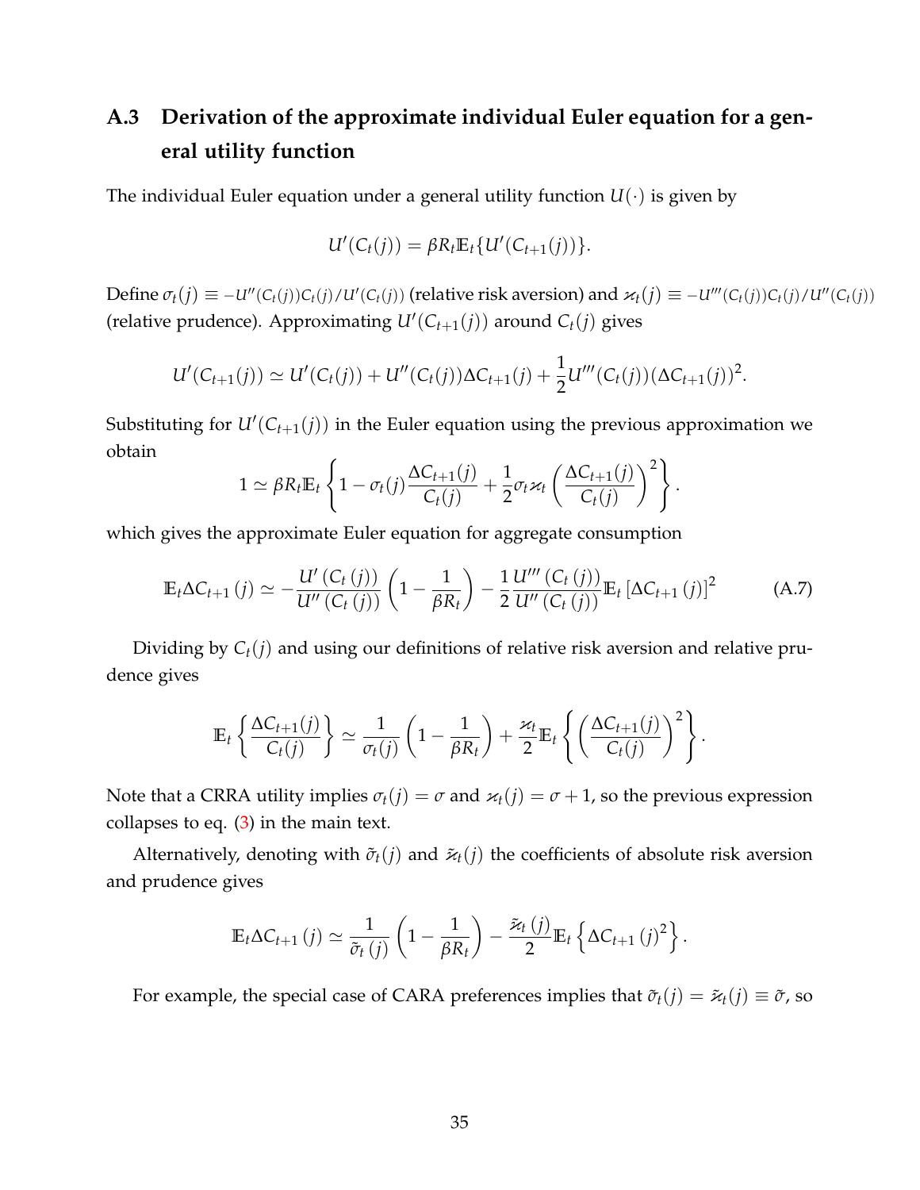## A.3 Derivation of the approximate individual Euler equation for a general utility function

The individual Euler equation under a general utility function $U(\cdot)$ is given by

$$U'(C_t(j)) = \beta R_t \mathbb{E}_t\{U'(C_{t+1}(j))\}.$$

Define $\sigma_t(j) \equiv -U''(C_t(j))C_t(j)/U'(C_t(j))$ (relative risk aversion) and $\varkappa_t(j) \equiv -U'''(C_t(j))C_t(j)/U''(C_t(j))$ (relative prudence). Approximating $U'(C_{t+1}(j))$ around $C_t(j)$ gives

$$U'(C_{t+1}(j)) \simeq U'(C_t(j)) + U''(C_t(j))\Delta C_{t+1}(j) + \frac{1}{2}U'''(C_t(j))(\Delta C_{t+1}(j))^2.$$

Substituting for $U'(C_{t+1}(j))$ in the Euler equation using the previous approximation we obtain

$$1 \simeq \beta R_t \mathbb{E}_t \left\{ 1 - \sigma_t(j)\frac{\Delta C_{t+1}(j)}{C_t(j)} + \frac{1}{2}\sigma_t \varkappa_t \left(\frac{\Delta C_{t+1}(j)}{C_t(j)}\right)^2 \right\}.$$

which gives the approximate Euler equation for aggregate consumption

$$\mathbb{E}_t \Delta C_{t+1}(j) \simeq -\frac{U'(C_t(j))}{U''(C_t(j))}\left(1 - \frac{1}{\beta R_t}\right) - \frac{1}{2}\frac{U'''(C_t(j))}{U''(C_t(j))}\mathbb{E}_t\left[\Delta C_{t+1}(j)\right]^2 \tag{A.7}$$

Dividing by $C_t(j)$ and using our definitions of relative risk aversion and relative prudence gives

$$\mathbb{E}_t\left\{\frac{\Delta C_{t+1}(j)}{C_t(j)}\right\} \simeq \frac{1}{\sigma_t(j)}\left(1 - \frac{1}{\beta R_t}\right) + \frac{\varkappa_t}{2}\mathbb{E}_t\left\{\left(\frac{\Delta C_{t+1}(j)}{C_t(j)}\right)^2\right\}.$$

Note that a CRRA utility implies $\sigma_t(j) = \sigma$ and $\varkappa_t(j) = \sigma + 1$, so the previous expression collapses to eq. (3) in the main text.

Alternatively, denoting with $\tilde{\sigma}_t(j)$ and $\tilde{\varkappa}_t(j)$ the coefficients of absolute risk aversion and prudence gives

$$\mathbb{E}_t \Delta C_{t+1}(j) \simeq \frac{1}{\tilde{\sigma}_t(j)}\left(1 - \frac{1}{\beta R_t}\right) - \frac{\tilde{\varkappa}_t(j)}{2}\mathbb{E}_t\left\{\Delta C_{t+1}(j)^2\right\}.$$

For example, the special case of CARA preferences implies that $\tilde{\sigma}_t(j) = \tilde{\varkappa}_t(j) \equiv \tilde{\sigma}$, so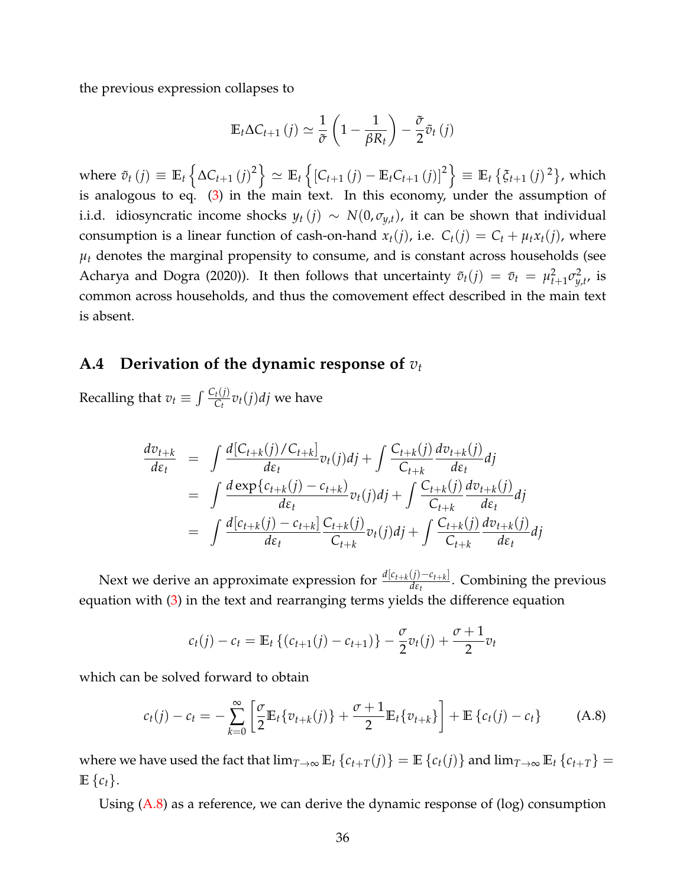the previous expression collapses to

$$\mathbb{E}_t \Delta C_{t+1}(j) \simeq \frac{1}{\tilde{\sigma}}\left(1 - \frac{1}{\beta R_t}\right) - \frac{\tilde{\sigma}}{2}\tilde{v}_t(j)$$

where $\tilde{v}_t(j) \equiv \mathbb{E}_t\left\{\Delta C_{t+1}(j)^2\right\} \simeq \mathbb{E}_t\left\{\left[C_{t+1}(j) - \mathbb{E}_t C_{t+1}(j)\right]^2\right\} \equiv \mathbb{E}_t\left\{\xi_{t+1}(j)^2\right\}$, which is analogous to eq. (3) in the main text. In this economy, under the assumption of i.i.d. idiosyncratic income shocks $y_t(j) \sim N(0, \sigma_{y,t})$, it can be shown that individual consumption is a linear function of cash-on-hand $x_t(j)$, i.e. $C_t(j) = C_t + \mu_t x_t(j)$, where $\mu_t$ denotes the marginal propensity to consume, and is constant across households (see Acharya and Dogra (2020)). It then follows that uncertainty $\tilde{v}_t(j) = \bar{v}_t = \mu_{t+1}^2 \sigma_{y,t}^2$, is common across households, and thus the comovement effect described in the main text is absent.

## A.4 Derivation of the dynamic response of $v_t$

Recalling that $v_t \equiv \int \frac{C_t(j)}{C_t} v_t(j) dj$ we have

$$\begin{aligned}
\frac{dv_{t+k}}{d\varepsilon_t} &= \int \frac{d[C_{t+k}(j)/C_{t+k}]}{d\varepsilon_t} v_t(j) dj + \int \frac{C_{t+k}(j)}{C_{t+k}} \frac{dv_{t+k}(j)}{d\varepsilon_t} dj \\
&= \int \frac{d\exp\{c_{t+k}(j) - c_{t+k})}{d\varepsilon_t} v_t(j) dj + \int \frac{C_{t+k}(j)}{C_{t+k}} \frac{dv_{t+k}(j)}{d\varepsilon_t} dj \\
&= \int \frac{d[c_{t+k}(j) - c_{t+k}]}{d\varepsilon_t} \frac{C_{t+k}(j)}{C_{t+k}} v_t(j) dj + \int \frac{C_{t+k}(j)}{C_{t+k}} \frac{dv_{t+k}(j)}{d\varepsilon_t} dj
\end{aligned}$$

Next we derive an approximate expression for $\frac{d[c_{t+k}(j) - c_{t+k}]}{d\varepsilon_t}$. Combining the previous equation with (3) in the text and rearranging terms yields the difference equation

$$c_t(j) - c_t = \mathbb{E}_t\left\{(c_{t+1}(j) - c_{t+1})\right\} - \frac{\sigma}{2} v_t(j) + \frac{\sigma + 1}{2} v_t$$

which can be solved forward to obtain

$$c_t(j) - c_t = -\sum_{k=0}^{\infty}\left[\frac{\sigma}{2}\mathbb{E}_t\{v_{t+k}(j)\} + \frac{\sigma+1}{2}\mathbb{E}_t\{v_{t+k}\}\right] + \mathbb{E}\left\{c_t(j) - c_t\right\} \tag{A.8}$$

where we have used the fact that $\lim_{T\to\infty} \mathbb{E}_t\left\{c_{t+T}(j)\right\} = \mathbb{E}\left\{c_t(j)\right\}$ and $\lim_{T\to\infty} \mathbb{E}_t\left\{c_{t+T}\right\} = \mathbb{E}\left\{c_t\right\}$.

Using (A.8) as a reference, we can derive the dynamic response of (log) consumption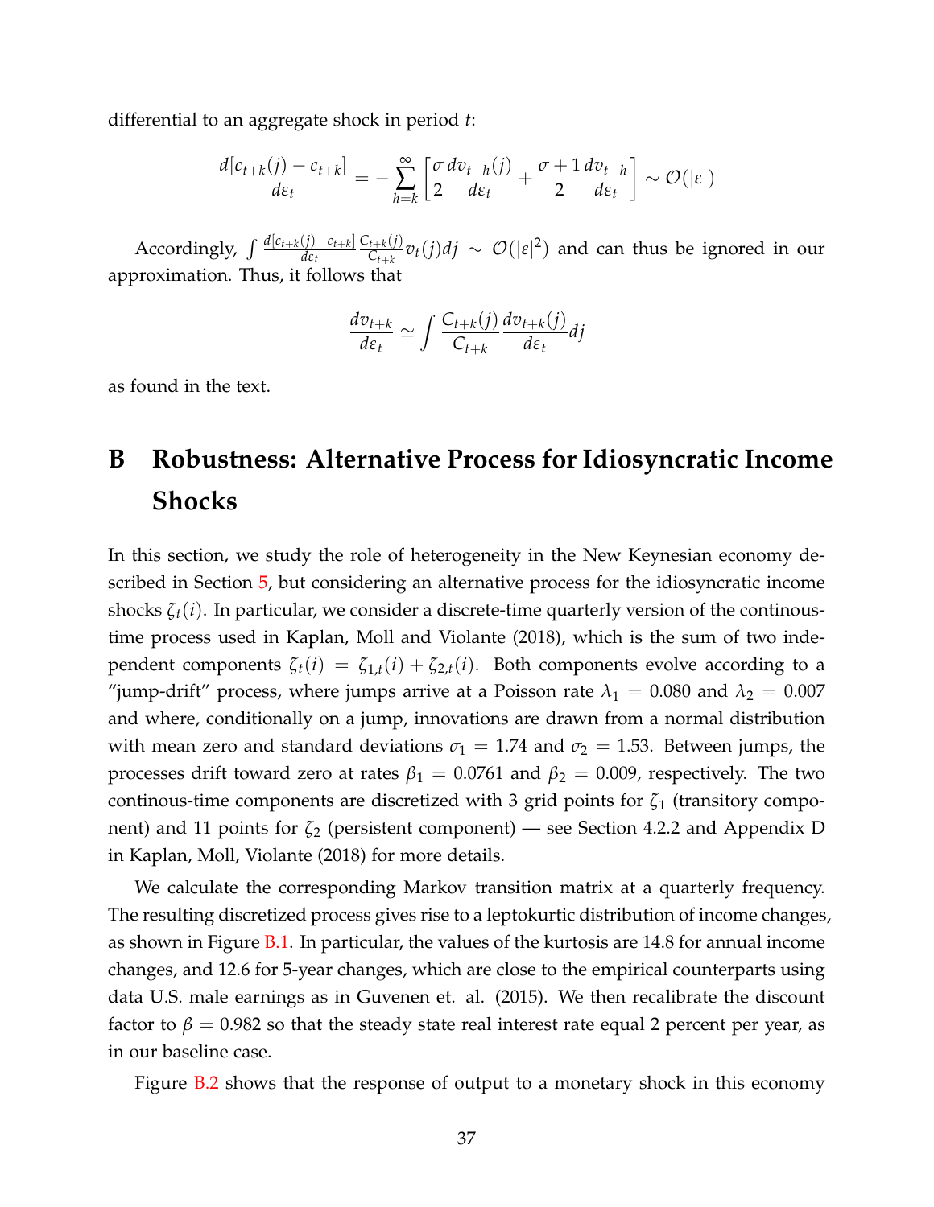differential to an aggregate shock in period $t$:

$$\frac{d[c_{t+k}(j) - c_{t+k}]}{d\varepsilon_t} = -\sum_{h=k}^{\infty} \left[ \frac{\sigma}{2} \frac{dv_{t+h}(j)}{d\varepsilon_t} + \frac{\sigma+1}{2} \frac{dv_{t+h}}{d\varepsilon_t} \right] \sim \mathcal{O}(|\varepsilon|)$$

Accordingly, $\int \frac{d[c_{t+k}(j)-c_{t+k}]}{d\varepsilon_t} \frac{C_{t+k}(j)}{C_{t+k}} v_t(j) dj \sim \mathcal{O}(|\varepsilon|^2)$ and can thus be ignored in our approximation. Thus, it follows that

$$\frac{dv_{t+k}}{d\varepsilon_t} \simeq \int \frac{C_{t+k}(j)}{C_{t+k}} \frac{dv_{t+k}(j)}{d\varepsilon_t} dj$$

as found in the text.

# B Robustness: Alternative Process for Idiosyncratic Income Shocks

In this section, we study the role of heterogeneity in the New Keynesian economy described in Section 5, but considering an alternative process for the idiosyncratic income shocks $\zeta_t(i)$. In particular, we consider a discrete-time quarterly version of the continous-time process used in Kaplan, Moll and Violante (2018), which is the sum of two independent components $\zeta_t(i) = \zeta_{1,t}(i) + \zeta_{2,t}(i)$. Both components evolve according to a "jump-drift" process, where jumps arrive at a Poisson rate $\lambda_1 = 0.080$ and $\lambda_2 = 0.007$ and where, conditionally on a jump, innovations are drawn from a normal distribution with mean zero and standard deviations $\sigma_1 = 1.74$ and $\sigma_2 = 1.53$. Between jumps, the processes drift toward zero at rates $\beta_1 = 0.0761$ and $\beta_2 = 0.009$, respectively. The two continous-time components are discretized with 3 grid points for $\zeta_1$ (transitory component) and 11 points for $\zeta_2$ (persistent component) — see Section 4.2.2 and Appendix D in Kaplan, Moll, Violante (2018) for more details.

We calculate the corresponding Markov transition matrix at a quarterly frequency. The resulting discretized process gives rise to a leptokurtic distribution of income changes, as shown in Figure B.1. In particular, the values of the kurtosis are 14.8 for annual income changes, and 12.6 for 5-year changes, which are close to the empirical counterparts using data U.S. male earnings as in Guvenen et. al. (2015). We then recalibrate the discount factor to $\beta = 0.982$ so that the steady state real interest rate equal 2 percent per year, as in our baseline case.

Figure B.2 shows that the response of output to a monetary shock in this economy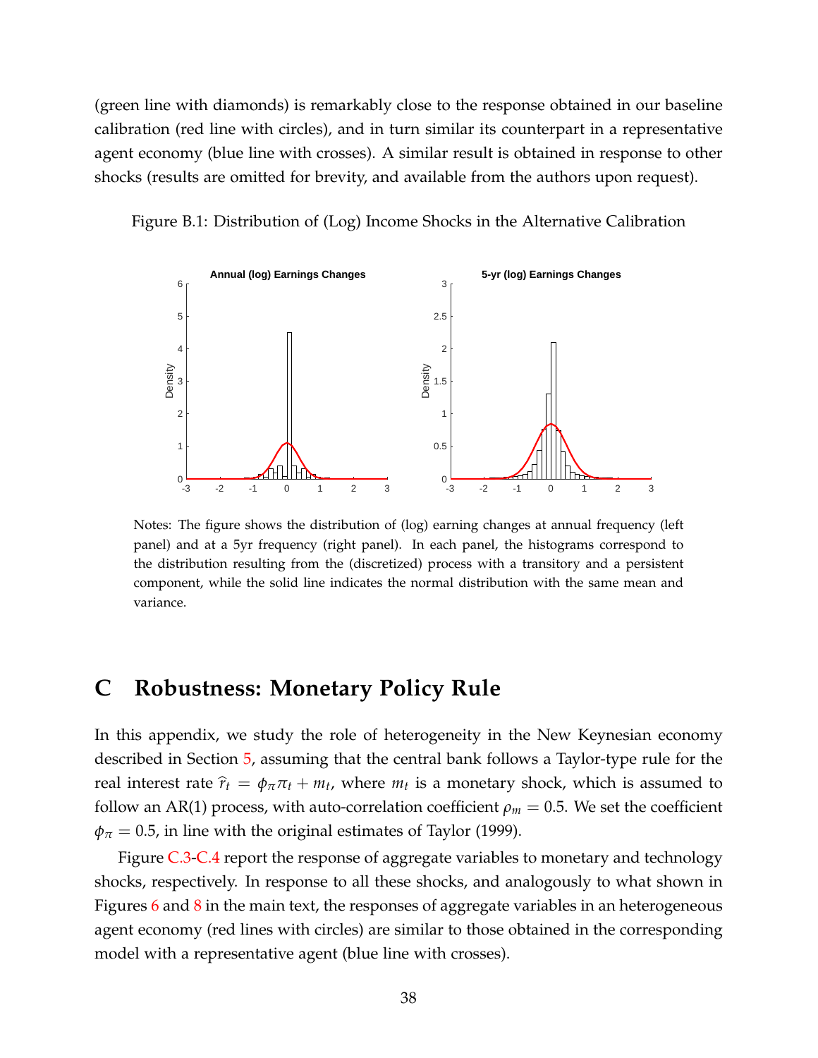(green line with diamonds) is remarkably close to the response obtained in our baseline calibration (red line with circles), and in turn similar its counterpart in a representative agent economy (blue line with crosses). A similar result is obtained in response to other shocks (results are omitted for brevity, and available from the authors upon request).

Figure B.1: Distribution of (Log) Income Shocks in the Alternative Calibration

Notes: The figure shows the distribution of (log) earning changes at annual frequency (left panel) and at a 5yr frequency (right panel). In each panel, the histograms correspond to the distribution resulting from the (discretized) process with a transitory and a persistent component, while the solid line indicates the normal distribution with the same mean and variance.

# C Robustness: Monetary Policy Rule

In this appendix, we study the role of heterogeneity in the New Keynesian economy described in Section 5, assuming that the central bank follows a Taylor-type rule for the real interest rate $\widehat{r}_t = \phi_\pi \pi_t + m_t$, where $m_t$ is a monetary shock, which is assumed to follow an AR(1) process, with auto-correlation coefficient $\rho_m = 0.5$. We set the coefficient $\phi_\pi = 0.5$, in line with the original estimates of Taylor (1999).

Figure C.3-C.4 report the response of aggregate variables to monetary and technology shocks, respectively. In response to all these shocks, and analogously to what shown in Figures 6 and 8 in the main text, the responses of aggregate variables in an heterogeneous agent economy (red lines with circles) are similar to those obtained in the corresponding model with a representative agent (blue line with crosses).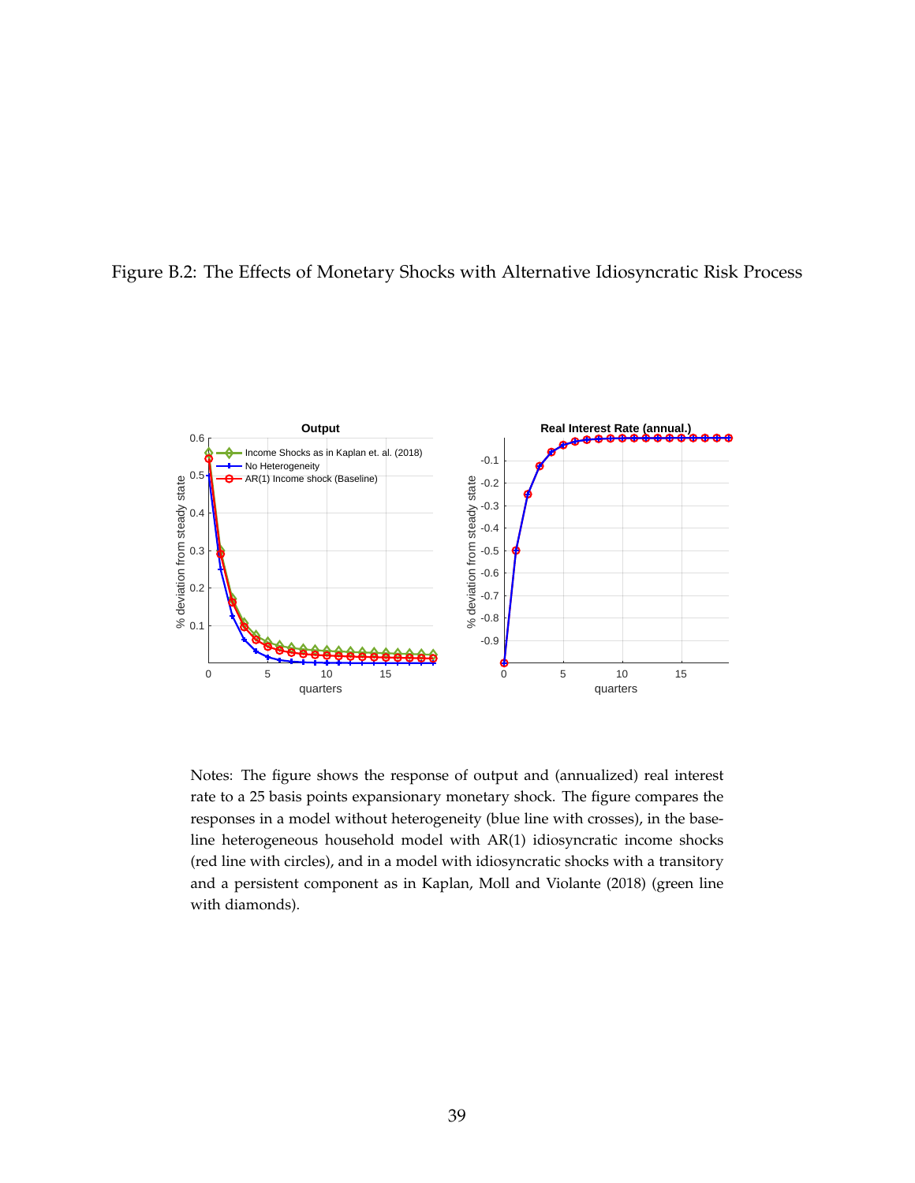Figure B.2: The Effects of Monetary Shocks with Alternative Idiosyncratic Risk Process

Notes: The figure shows the response of output and (annualized) real interest rate to a 25 basis points expansionary monetary shock. The figure compares the responses in a model without heterogeneity (blue line with crosses), in the baseline heterogeneous household model with AR(1) idiosyncratic income shocks (red line with circles), and in a model with idiosyncratic shocks with a transitory and a persistent component as in Kaplan, Moll and Violante (2018) (green line with diamonds).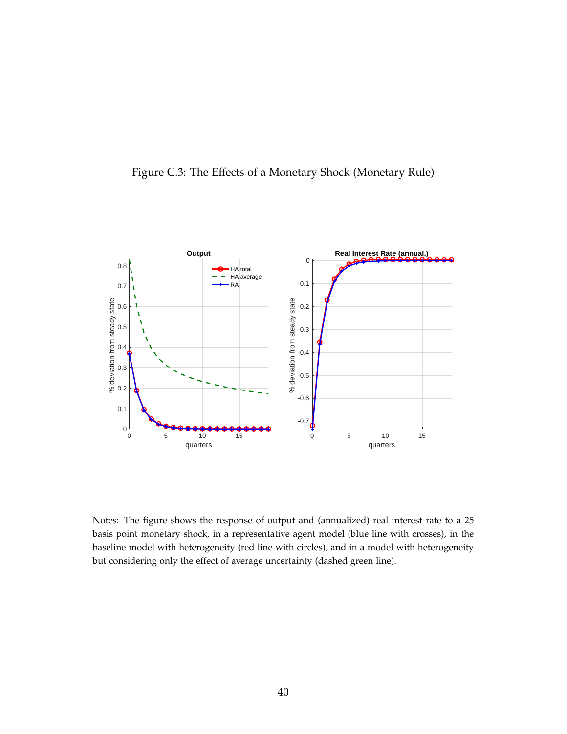Figure C.3: The Effects of a Monetary Shock (Monetary Rule)

Notes: The figure shows the response of output and (annualized) real interest rate to a 25 basis point monetary shock, in a representative agent model (blue line with crosses), in the baseline model with heterogeneity (red line with circles), and in a model with heterogeneity but considering only the effect of average uncertainty (dashed green line).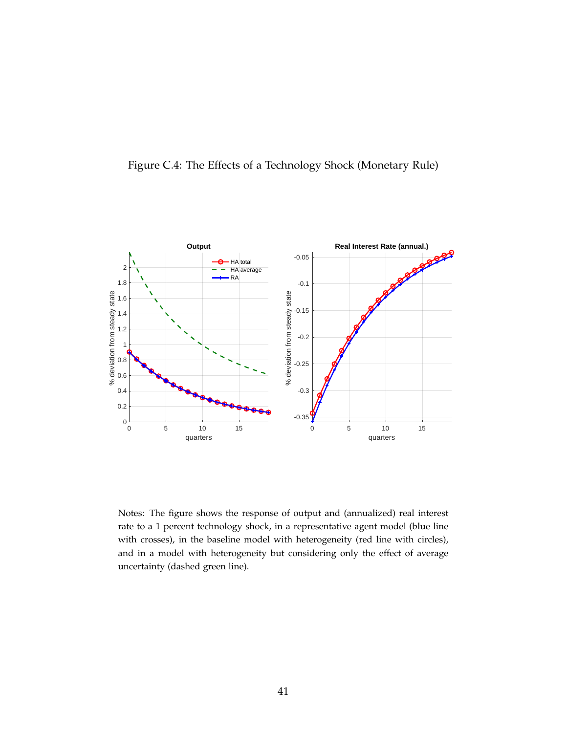Figure C.4: The Effects of a Technology Shock (Monetary Rule)

Output

HA total
HA average
RA

% deviation from steady state

0
0.2
0.4
0.6
0.8
1
1.2
1.4
1.6
1.8
2

0
5
10
15

quarters

Real Interest Rate (annual.)

% deviation from steady state

-0.35
-0.3
-0.25
-0.2
-0.15
-0.1
-0.05

0
5
10
15

quarters

Notes: The figure shows the response of output and (annualized) real interest rate to a 1 percent technology shock, in a representative agent model (blue line with crosses), in the baseline model with heterogeneity (red line with circles), and in a model with heterogeneity but considering only the effect of average uncertainty (dashed green line).